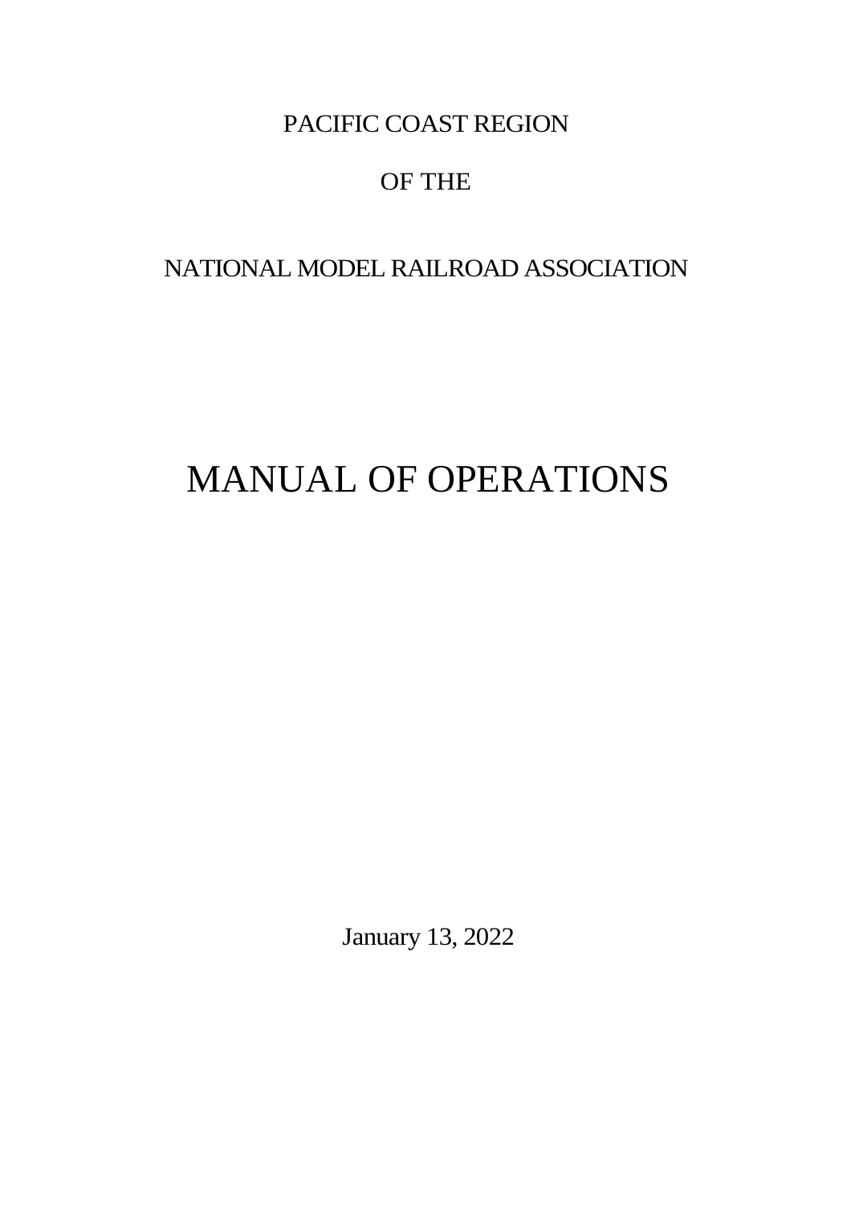PACIFIC COAST REGION

OF THE

NATIONAL MODEL RAILROAD ASSOCIATION

# MANUAL OF OPERATIONS

January 13, 2022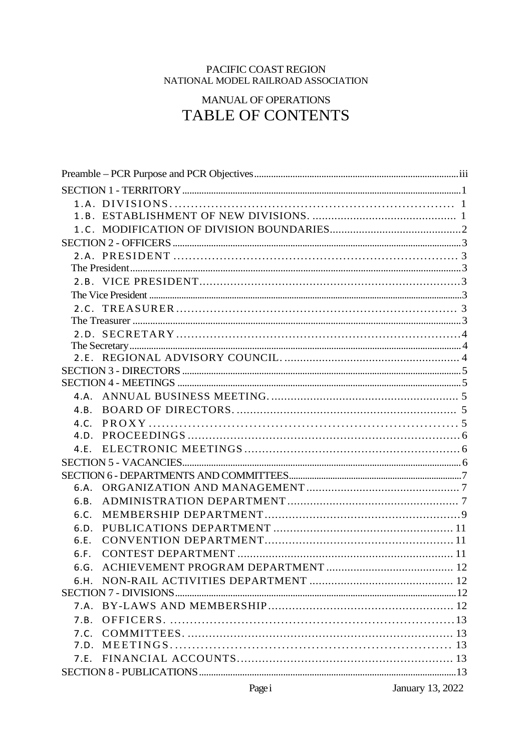PACIFIC COAST REGION
NATIONAL MODEL RAILROAD ASSOCIATION

MANUAL OF OPERATIONS

# TABLE OF CONTENTS

Preamble – PCR Purpose and PCR Objectives .......... iii

SECTION 1 - TERRITORY .......... 1

- 1.A. DIVISIONS .......... 1
- 1.B. ESTABLISHMENT OF NEW DIVISIONS .......... 1
- 1.C. MODIFICATION OF DIVISION BOUNDARIES .......... 2

SECTION 2 - OFFICERS .......... 3

- 2.A. PRESIDENT .......... 3

The President .......... 3

- 2.B. VICE PRESIDENT .......... 3

The Vice President .......... 3

- 2.C. TREASURER .......... 3

The Treasurer .......... 3

- 2.D. SECRETARY .......... 4

The Secretary .......... 4

- 2.E. REGIONAL ADVISORY COUNCIL .......... 4

SECTION 3 - DIRECTORS .......... 5

SECTION 4 - MEETINGS .......... 5

- 4.A. ANNUAL BUSINESS MEETING .......... 5
- 4.B. BOARD OF DIRECTORS .......... 5
- 4.C. PROXY .......... 5
- 4.D. PROCEEDINGS .......... 6
- 4.E. ELECTRONIC MEETINGS .......... 6

SECTION 5 - VACANCIES .......... 6

SECTION 6 - DEPARTMENTS AND COMMITTEES .......... 7

- 6.A. ORGANIZATION AND MANAGEMENT .......... 7
- 6.B. ADMINISTRATION DEPARTMENT .......... 7
- 6.C. MEMBERSHIP DEPARTMENT .......... 9
- 6.D. PUBLICATIONS DEPARTMENT .......... 11
- 6.E. CONVENTION DEPARTMENT .......... 11
- 6.F. CONTEST DEPARTMENT .......... 11
- 6.G. ACHIEVEMENT PROGRAM DEPARTMENT .......... 12
- 6.H. NON-RAIL ACTIVITIES DEPARTMENT .......... 12

SECTION 7 - DIVISIONS .......... 12

- 7.A. BY-LAWS AND MEMBERSHIP .......... 12
- 7.B. OFFICERS .......... 13
- 7.C. COMMITTEES .......... 13
- 7.D. MEETINGS .......... 13
- 7.E. FINANCIAL ACCOUNTS .......... 13

SECTION 8 - PUBLICATIONS .......... 13

January 13, 2022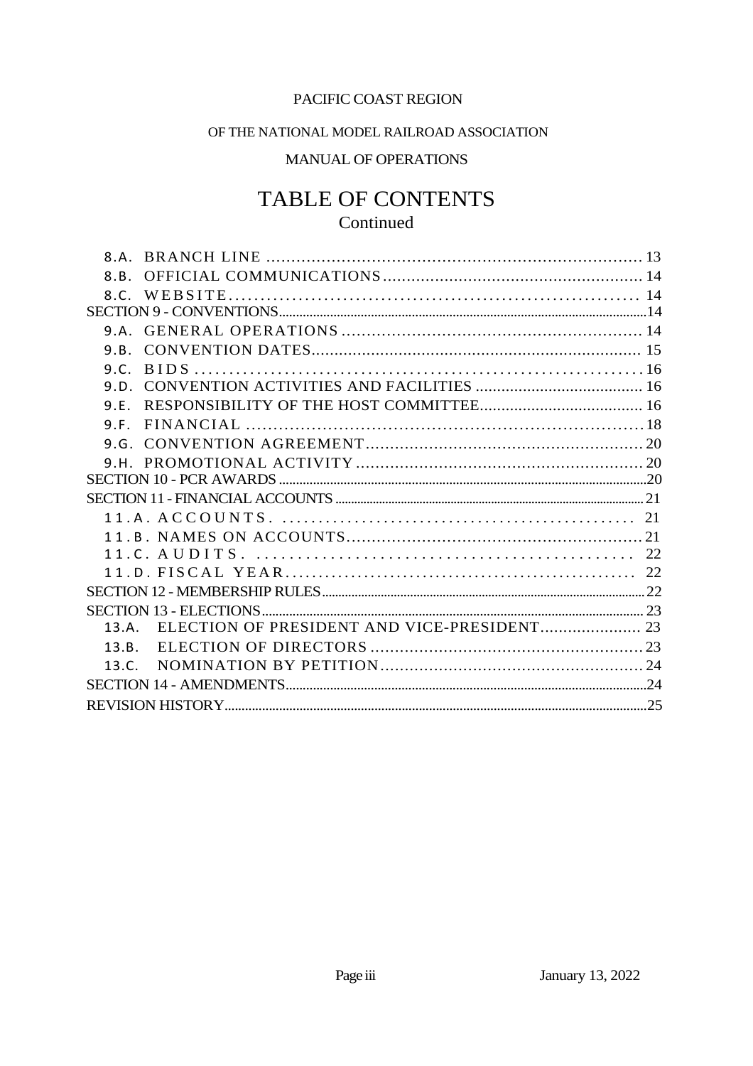PACIFIC COAST REGION

OF THE NATIONAL MODEL RAILROAD ASSOCIATION

MANUAL OF OPERATIONS

# TABLE OF CONTENTS

Continued

- 8.A. BRANCH LINE ........................................................................ 13
- 8.B. OFFICIAL COMMUNICATIONS ................................................ 14
- 8.C. WEBSITE ................................................................................ 14

SECTION 9 - CONVENTIONS ........................................................................ 14

- 9.A. GENERAL OPERATIONS ......................................................... 14
- 9.B. CONVENTION DATES ............................................................... 15
- 9.C. BIDS ....................................................................................... 16
- 9.D. CONVENTION ACTIVITIES AND FACILITIES ................................ 16
- 9.E. RESPONSIBILITY OF THE HOST COMMITTEE ................................ 16
- 9.F. FINANCIAL ............................................................................... 18
- 9.G. CONVENTION AGREEMENT ........................................................ 20
- 9.H. PROMOTIONAL ACTIVITY ........................................................... 20

SECTION 10 - PCR AWARDS ........................................................................ 20

SECTION 11 - FINANCIAL ACCOUNTS ............................................................. 21

- 11.A. ACCOUNTS. .......................................................................... 21
- 11.B. NAMES ON ACCOUNTS ........................................................... 21
- 11.C. AUDITS. ............................................................................... 22
- 11.D. FISCAL YEAR ........................................................................ 22

SECTION 12 - MEMBERSHIP RULES ................................................................ 22

SECTION 13 - ELECTIONS .............................................................................. 23

- 13.A. ELECTION OF PRESIDENT AND VICE-PRESIDENT ........................ 23
- 13.B. ELECTION OF DIRECTORS ........................................................ 23
- 13.C. NOMINATION BY PETITION ...................................................... 24

SECTION 14 - AMENDMENTS .......................................................................... 24

REVISION HISTORY ...................................................................................... 25

January 13, 2022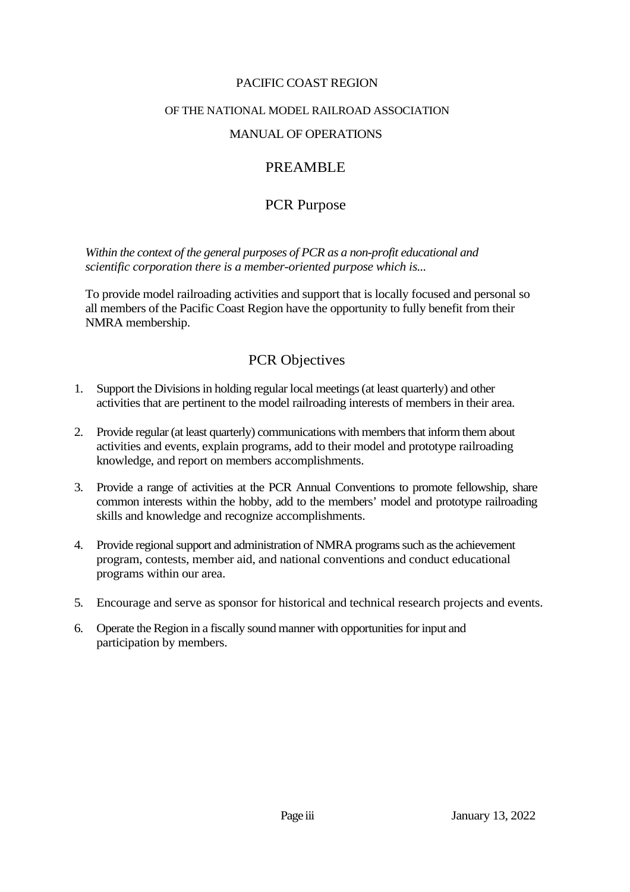PACIFIC COAST REGION

OF THE NATIONAL MODEL RAILROAD ASSOCIATION

MANUAL OF OPERATIONS

# PREAMBLE

## PCR Purpose

*Within the context of the general purposes of PCR as a non-profit educational and scientific corporation there is a member-oriented purpose which is...*

To provide model railroading activities and support that is locally focused and personal so all members of the Pacific Coast Region have the opportunity to fully benefit from their NMRA membership.

## PCR Objectives

1. Support the Divisions in holding regular local meetings (at least quarterly) and other activities that are pertinent to the model railroading interests of members in their area.
2. Provide regular (at least quarterly) communications with members that inform them about activities and events, explain programs, add to their model and prototype railroading knowledge, and report on members accomplishments.
3. Provide a range of activities at the PCR Annual Conventions to promote fellowship, share common interests within the hobby, add to the members' model and prototype railroading skills and knowledge and recognize accomplishments.
4. Provide regional support and administration of NMRA programs such as the achievement program, contests, member aid, and national conventions and conduct educational programs within our area.
5. Encourage and serve as sponsor for historical and technical research projects and events.
6. Operate the Region in a fiscally sound manner with opportunities for input and participation by members.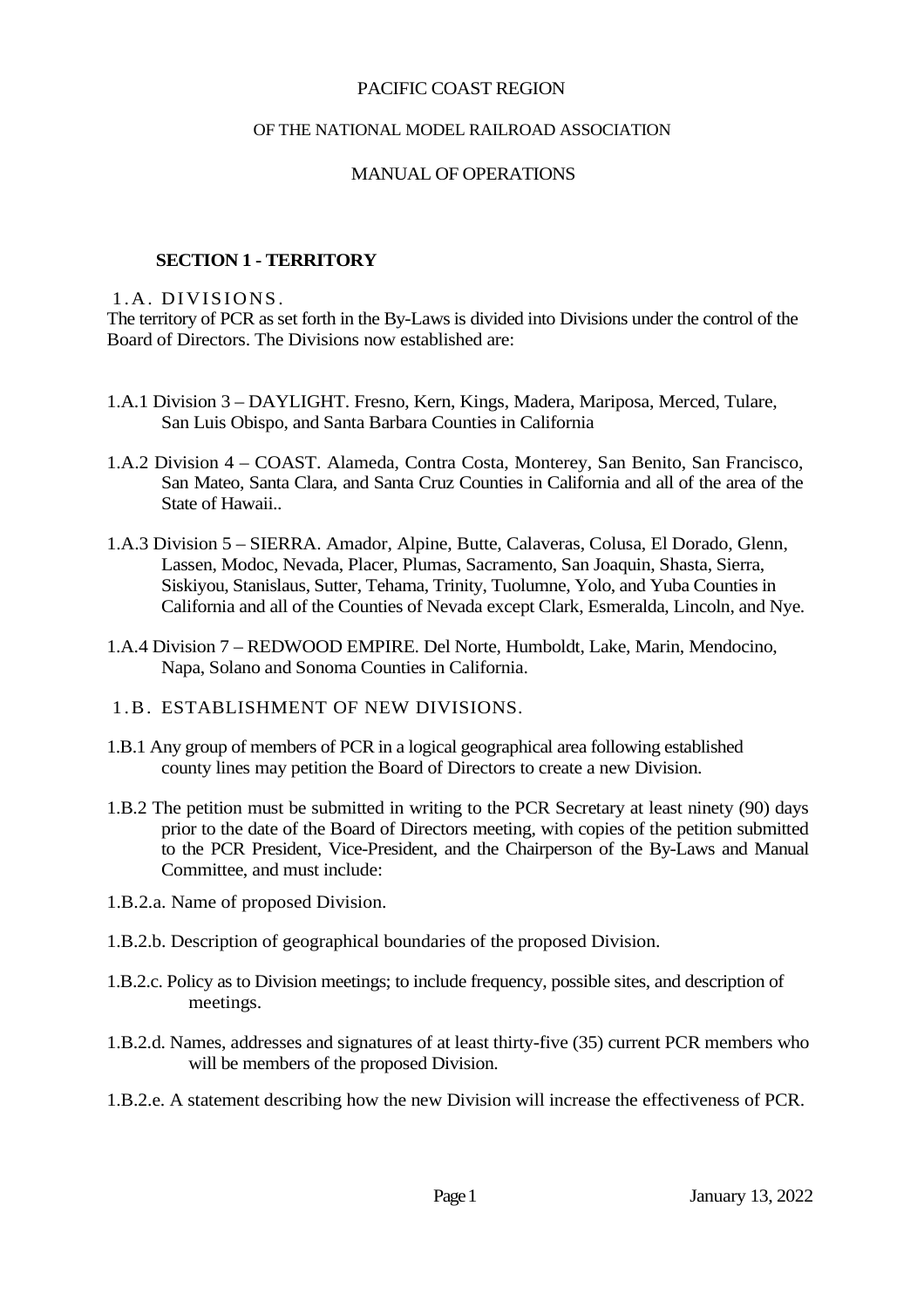PACIFIC COAST REGION

OF THE NATIONAL MODEL RAILROAD ASSOCIATION

MANUAL OF OPERATIONS

## SECTION 1 - TERRITORY

### 1.A. DIVISIONS.

The territory of PCR as set forth in the By-Laws is divided into Divisions under the control of the Board of Directors. The Divisions now established are:

1.A.1 Division 3 – DAYLIGHT. Fresno, Kern, Kings, Madera, Mariposa, Merced, Tulare, San Luis Obispo, and Santa Barbara Counties in California

1.A.2 Division 4 – COAST. Alameda, Contra Costa, Monterey, San Benito, San Francisco, San Mateo, Santa Clara, and Santa Cruz Counties in California and all of the area of the State of Hawaii..

1.A.3 Division 5 – SIERRA. Amador, Alpine, Butte, Calaveras, Colusa, El Dorado, Glenn, Lassen, Modoc, Nevada, Placer, Plumas, Sacramento, San Joaquin, Shasta, Sierra, Siskiyou, Stanislaus, Sutter, Tehama, Trinity, Tuolumne, Yolo, and Yuba Counties in California and all of the Counties of Nevada except Clark, Esmeralda, Lincoln, and Nye.

1.A.4 Division 7 – REDWOOD EMPIRE. Del Norte, Humboldt, Lake, Marin, Mendocino, Napa, Solano and Sonoma Counties in California.

### 1.B. ESTABLISHMENT OF NEW DIVISIONS.

1.B.1 Any group of members of PCR in a logical geographical area following established county lines may petition the Board of Directors to create a new Division.

1.B.2 The petition must be submitted in writing to the PCR Secretary at least ninety (90) days prior to the date of the Board of Directors meeting, with copies of the petition submitted to the PCR President, Vice-President, and the Chairperson of the By-Laws and Manual Committee, and must include:

1.B.2.a. Name of proposed Division.

1.B.2.b. Description of geographical boundaries of the proposed Division.

1.B.2.c. Policy as to Division meetings; to include frequency, possible sites, and description of meetings.

1.B.2.d. Names, addresses and signatures of at least thirty-five (35) current PCR members who will be members of the proposed Division.

1.B.2.e. A statement describing how the new Division will increase the effectiveness of PCR.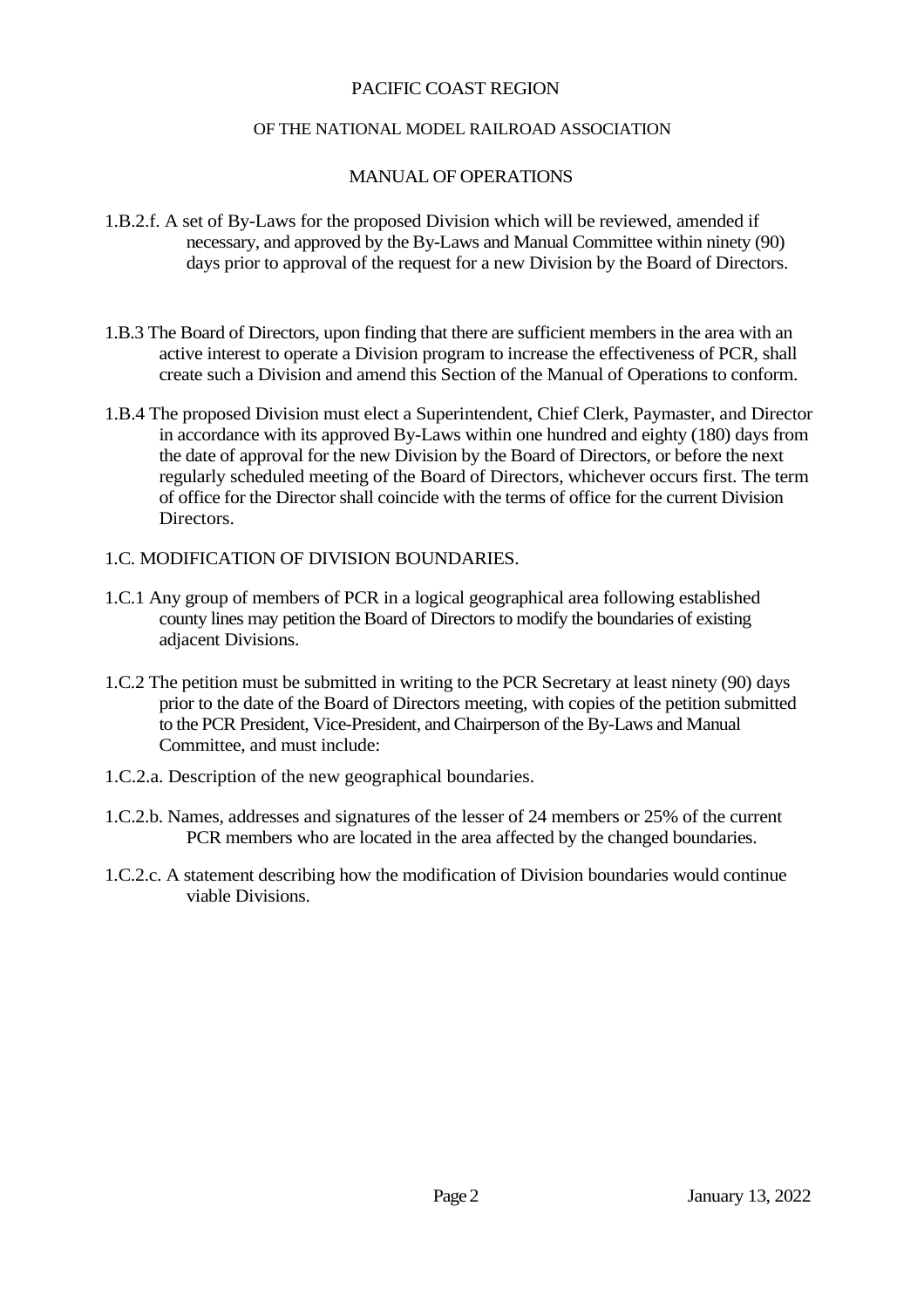1.B.2.f. A set of By-Laws for the proposed Division which will be reviewed, amended if necessary, and approved by the By-Laws and Manual Committee within ninety (90) days prior to approval of the request for a new Division by the Board of Directors.

1.B.3 The Board of Directors, upon finding that there are sufficient members in the area with an active interest to operate a Division program to increase the effectiveness of PCR, shall create such a Division and amend this Section of the Manual of Operations to conform.

1.B.4 The proposed Division must elect a Superintendent, Chief Clerk, Paymaster, and Director in accordance with its approved By-Laws within one hundred and eighty (180) days from the date of approval for the new Division by the Board of Directors, or before the next regularly scheduled meeting of the Board of Directors, whichever occurs first. The term of office for the Director shall coincide with the terms of office for the current Division Directors.

1.C. MODIFICATION OF DIVISION BOUNDARIES.

1.C.1 Any group of members of PCR in a logical geographical area following established county lines may petition the Board of Directors to modify the boundaries of existing adjacent Divisions.

1.C.2 The petition must be submitted in writing to the PCR Secretary at least ninety (90) days prior to the date of the Board of Directors meeting, with copies of the petition submitted to the PCR President, Vice-President, and Chairperson of the By-Laws and Manual Committee, and must include:

1.C.2.a. Description of the new geographical boundaries.

1.C.2.b. Names, addresses and signatures of the lesser of 24 members or 25% of the current PCR members who are located in the area affected by the changed boundaries.

1.C.2.c. A statement describing how the modification of Division boundaries would continue viable Divisions.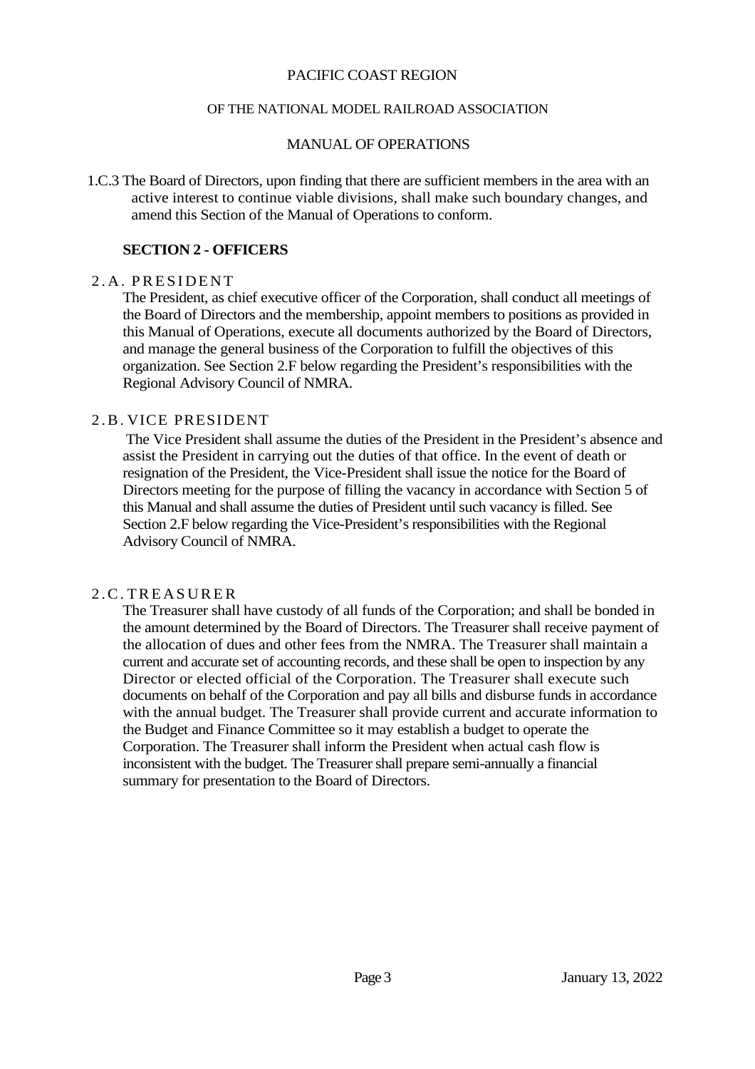1.C.3 The Board of Directors, upon finding that there are sufficient members in the area with an active interest to continue viable divisions, shall make such boundary changes, and amend this Section of the Manual of Operations to conform.

## SECTION 2 - OFFICERS

### 2.A. PRESIDENT

The President, as chief executive officer of the Corporation, shall conduct all meetings of the Board of Directors and the membership, appoint members to positions as provided in this Manual of Operations, execute all documents authorized by the Board of Directors, and manage the general business of the Corporation to fulfill the objectives of this organization. See Section 2.F below regarding the President's responsibilities with the Regional Advisory Council of NMRA.

### 2.B. VICE PRESIDENT

The Vice President shall assume the duties of the President in the President's absence and assist the President in carrying out the duties of that office. In the event of death or resignation of the President, the Vice-President shall issue the notice for the Board of Directors meeting for the purpose of filling the vacancy in accordance with Section 5 of this Manual and shall assume the duties of President until such vacancy is filled. See Section 2.F below regarding the Vice-President's responsibilities with the Regional Advisory Council of NMRA.

### 2.C. TREASURER

The Treasurer shall have custody of all funds of the Corporation; and shall be bonded in the amount determined by the Board of Directors. The Treasurer shall receive payment of the allocation of dues and other fees from the NMRA. The Treasurer shall maintain a current and accurate set of accounting records, and these shall be open to inspection by any Director or elected official of the Corporation. The Treasurer shall execute such documents on behalf of the Corporation and pay all bills and disburse funds in accordance with the annual budget. The Treasurer shall provide current and accurate information to the Budget and Finance Committee so it may establish a budget to operate the Corporation. The Treasurer shall inform the President when actual cash flow is inconsistent with the budget. The Treasurer shall prepare semi-annually a financial summary for presentation to the Board of Directors.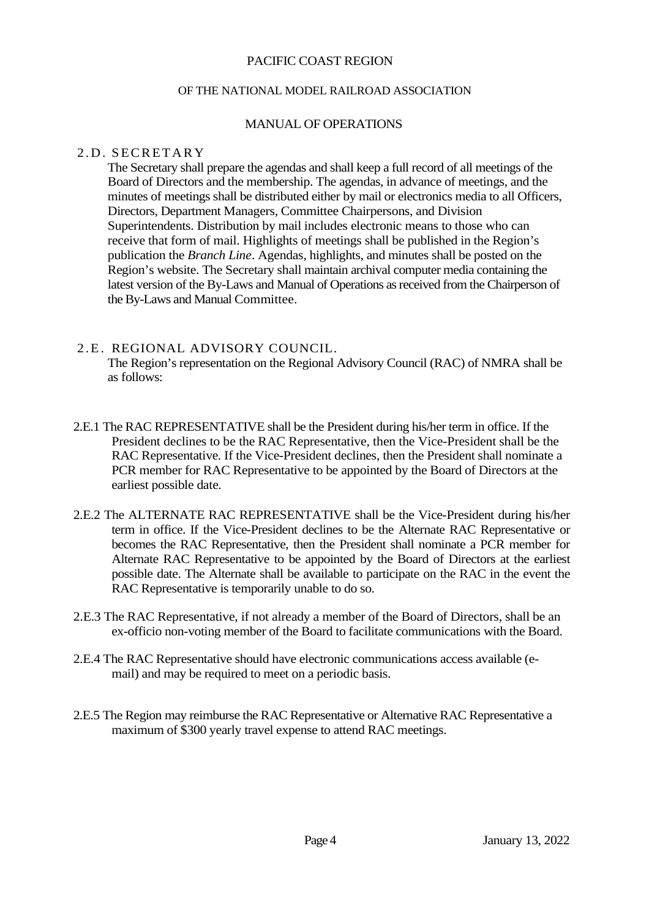## 2.D. SECRETARY

The Secretary shall prepare the agendas and shall keep a full record of all meetings of the Board of Directors and the membership. The agendas, in advance of meetings, and the minutes of meetings shall be distributed either by mail or electronics media to all Officers, Directors, Department Managers, Committee Chairpersons, and Division Superintendents. Distribution by mail includes electronic means to those who can receive that form of mail. Highlights of meetings shall be published in the Region's publication the *Branch Line*. Agendas, highlights, and minutes shall be posted on the Region's website. The Secretary shall maintain archival computer media containing the latest version of the By-Laws and Manual of Operations as received from the Chairperson of the By-Laws and Manual Committee.

## 2.E. REGIONAL ADVISORY COUNCIL.

The Region's representation on the Regional Advisory Council (RAC) of NMRA shall be as follows:

2.E.1 The RAC REPRESENTATIVE shall be the President during his/her term in office. If the President declines to be the RAC Representative, then the Vice-President shall be the RAC Representative. If the Vice-President declines, then the President shall nominate a PCR member for RAC Representative to be appointed by the Board of Directors at the earliest possible date.

2.E.2 The ALTERNATE RAC REPRESENTATIVE shall be the Vice-President during his/her term in office. If the Vice-President declines to be the Alternate RAC Representative or becomes the RAC Representative, then the President shall nominate a PCR member for Alternate RAC Representative to be appointed by the Board of Directors at the earliest possible date. The Alternate shall be available to participate on the RAC in the event the RAC Representative is temporarily unable to do so.

2.E.3 The RAC Representative, if not already a member of the Board of Directors, shall be an ex-officio non-voting member of the Board to facilitate communications with the Board.

2.E.4 The RAC Representative should have electronic communications access available (e-mail) and may be required to meet on a periodic basis.

2.E.5 The Region may reimburse the RAC Representative or Alternative RAC Representative a maximum of $300 yearly travel expense to attend RAC meetings.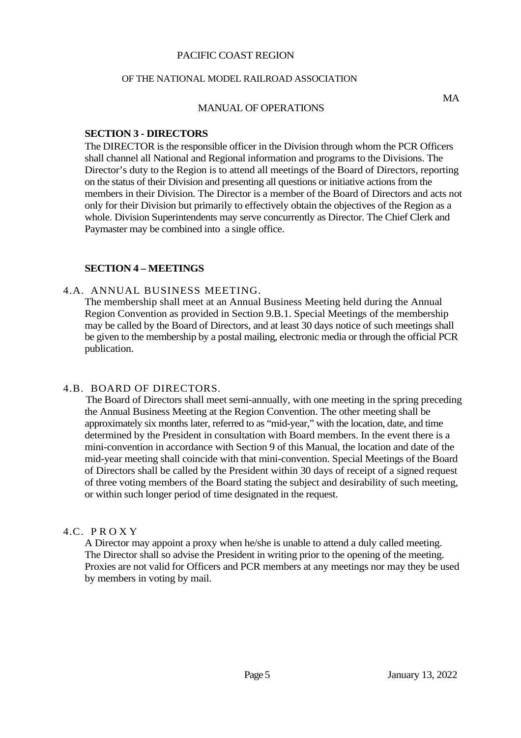## SECTION 3 - DIRECTORS

The DIRECTOR is the responsible officer in the Division through whom the PCR Officers shall channel all National and Regional information and programs to the Divisions. The Director's duty to the Region is to attend all meetings of the Board of Directors, reporting on the status of their Division and presenting all questions or initiative actions from the members in their Division. The Director is a member of the Board of Directors and acts not only for their Division but primarily to effectively obtain the objectives of the Region as a whole. Division Superintendents may serve concurrently as Director. The Chief Clerk and Paymaster may be combined into a single office.

## SECTION 4 – MEETINGS

### 4.A. ANNUAL BUSINESS MEETING.

The membership shall meet at an Annual Business Meeting held during the Annual Region Convention as provided in Section 9.B.1. Special Meetings of the membership may be called by the Board of Directors, and at least 30 days notice of such meetings shall be given to the membership by a postal mailing, electronic media or through the official PCR publication.

### 4.B. BOARD OF DIRECTORS.

The Board of Directors shall meet semi-annually, with one meeting in the spring preceding the Annual Business Meeting at the Region Convention. The other meeting shall be approximately six months later, referred to as "mid-year," with the location, date, and time determined by the President in consultation with Board members. In the event there is a mini-convention in accordance with Section 9 of this Manual, the location and date of the mid-year meeting shall coincide with that mini-convention. Special Meetings of the Board of Directors shall be called by the President within 30 days of receipt of a signed request of three voting members of the Board stating the subject and desirability of such meeting, or within such longer period of time designated in the request.

### 4.C. PROXY

A Director may appoint a proxy when he/she is unable to attend a duly called meeting. The Director shall so advise the President in writing prior to the opening of the meeting. Proxies are not valid for Officers and PCR members at any meetings nor may they be used by members in voting by mail.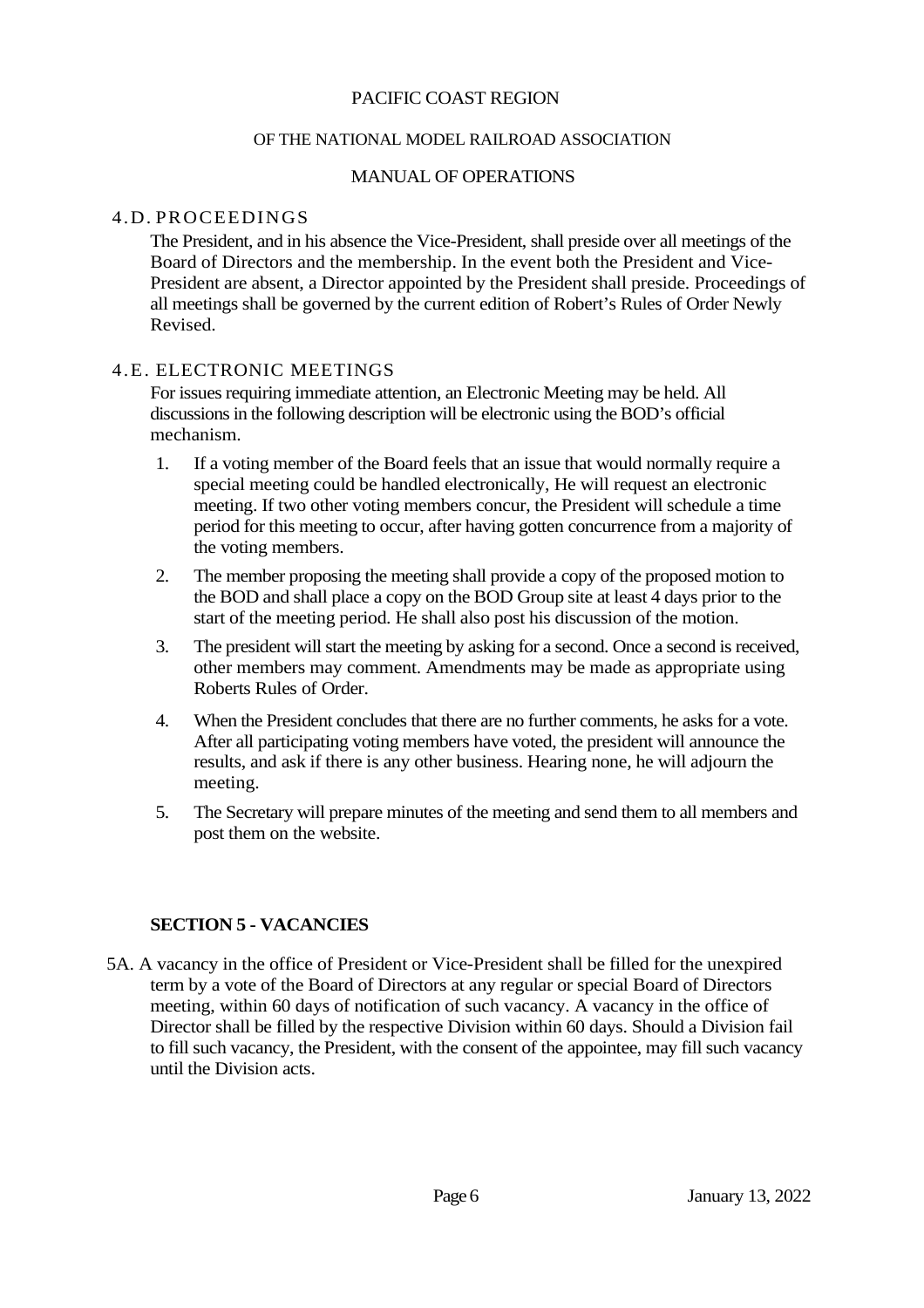### 4.D. PROCEEDINGS

The President, and in his absence the Vice-President, shall preside over all meetings of the Board of Directors and the membership. In the event both the President and Vice-President are absent, a Director appointed by the President shall preside. Proceedings of all meetings shall be governed by the current edition of Robert's Rules of Order Newly Revised.

### 4.E. ELECTRONIC MEETINGS

For issues requiring immediate attention, an Electronic Meeting may be held. All discussions in the following description will be electronic using the BOD's official mechanism.

1. If a voting member of the Board feels that an issue that would normally require a special meeting could be handled electronically, He will request an electronic meeting. If two other voting members concur, the President will schedule a time period for this meeting to occur, after having gotten concurrence from a majority of the voting members.
2. The member proposing the meeting shall provide a copy of the proposed motion to the BOD and shall place a copy on the BOD Group site at least 4 days prior to the start of the meeting period. He shall also post his discussion of the motion.
3. The president will start the meeting by asking for a second. Once a second is received, other members may comment. Amendments may be made as appropriate using Roberts Rules of Order.
4. When the President concludes that there are no further comments, he asks for a vote. After all participating voting members have voted, the president will announce the results, and ask if there is any other business. Hearing none, he will adjourn the meeting.
5. The Secretary will prepare minutes of the meeting and send them to all members and post them on the website.

## SECTION 5 - VACANCIES

5A. A vacancy in the office of President or Vice-President shall be filled for the unexpired term by a vote of the Board of Directors at any regular or special Board of Directors meeting, within 60 days of notification of such vacancy. A vacancy in the office of Director shall be filled by the respective Division within 60 days. Should a Division fail to fill such vacancy, the President, with the consent of the appointee, may fill such vacancy until the Division acts.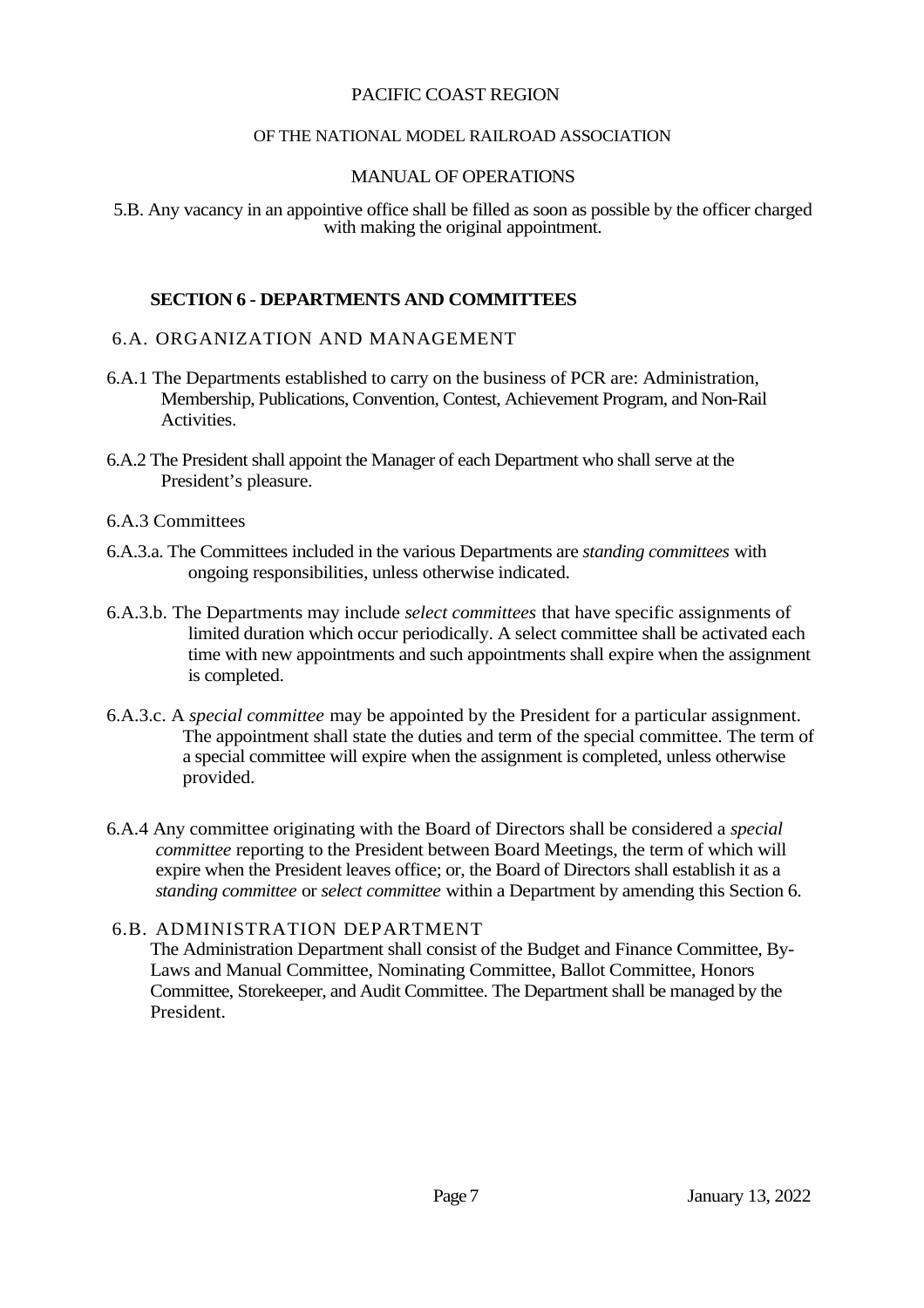5.B. Any vacancy in an appointive office shall be filled as soon as possible by the officer charged with making the original appointment.

## SECTION 6 - DEPARTMENTS AND COMMITTEES

### 6.A. ORGANIZATION AND MANAGEMENT

6.A.1 The Departments established to carry on the business of PCR are: Administration, Membership, Publications, Convention, Contest, Achievement Program, and Non-Rail Activities.

6.A.2 The President shall appoint the Manager of each Department who shall serve at the President's pleasure.

6.A.3 Committees

6.A.3.a. The Committees included in the various Departments are *standing committees* with ongoing responsibilities, unless otherwise indicated.

6.A.3.b. The Departments may include *select committees* that have specific assignments of limited duration which occur periodically. A select committee shall be activated each time with new appointments and such appointments shall expire when the assignment is completed.

6.A.3.c. A *special committee* may be appointed by the President for a particular assignment. The appointment shall state the duties and term of the special committee. The term of a special committee will expire when the assignment is completed, unless otherwise provided.

6.A.4 Any committee originating with the Board of Directors shall be considered a *special committee* reporting to the President between Board Meetings, the term of which will expire when the President leaves office; or, the Board of Directors shall establish it as a *standing committee* or *select committee* within a Department by amending this Section 6.

### 6.B. ADMINISTRATION DEPARTMENT

The Administration Department shall consist of the Budget and Finance Committee, By-Laws and Manual Committee, Nominating Committee, Ballot Committee, Honors Committee, Storekeeper, and Audit Committee. The Department shall be managed by the President.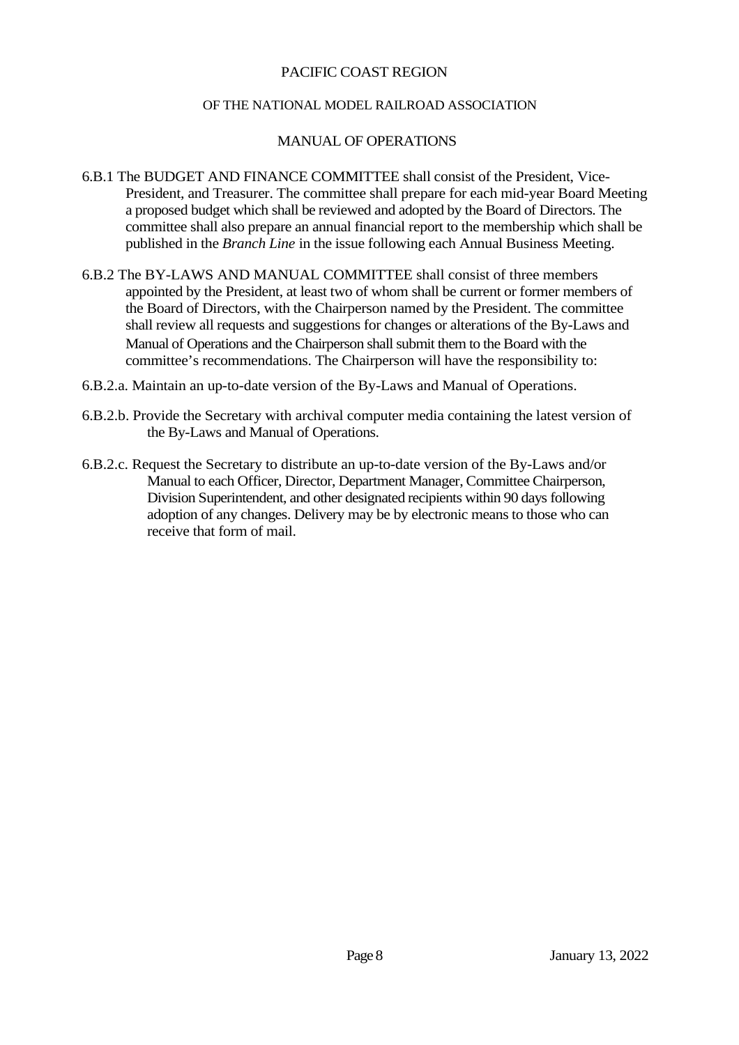6.B.1 The BUDGET AND FINANCE COMMITTEE shall consist of the President, Vice-President, and Treasurer. The committee shall prepare for each mid-year Board Meeting a proposed budget which shall be reviewed and adopted by the Board of Directors. The committee shall also prepare an annual financial report to the membership which shall be published in the *Branch Line* in the issue following each Annual Business Meeting.

6.B.2 The BY-LAWS AND MANUAL COMMITTEE shall consist of three members appointed by the President, at least two of whom shall be current or former members of the Board of Directors, with the Chairperson named by the President. The committee shall review all requests and suggestions for changes or alterations of the By-Laws and Manual of Operations and the Chairperson shall submit them to the Board with the committee's recommendations. The Chairperson will have the responsibility to:

6.B.2.a. Maintain an up-to-date version of the By-Laws and Manual of Operations.

6.B.2.b. Provide the Secretary with archival computer media containing the latest version of the By-Laws and Manual of Operations.

6.B.2.c. Request the Secretary to distribute an up-to-date version of the By-Laws and/or Manual to each Officer, Director, Department Manager, Committee Chairperson, Division Superintendent, and other designated recipients within 90 days following adoption of any changes. Delivery may be by electronic means to those who can receive that form of mail.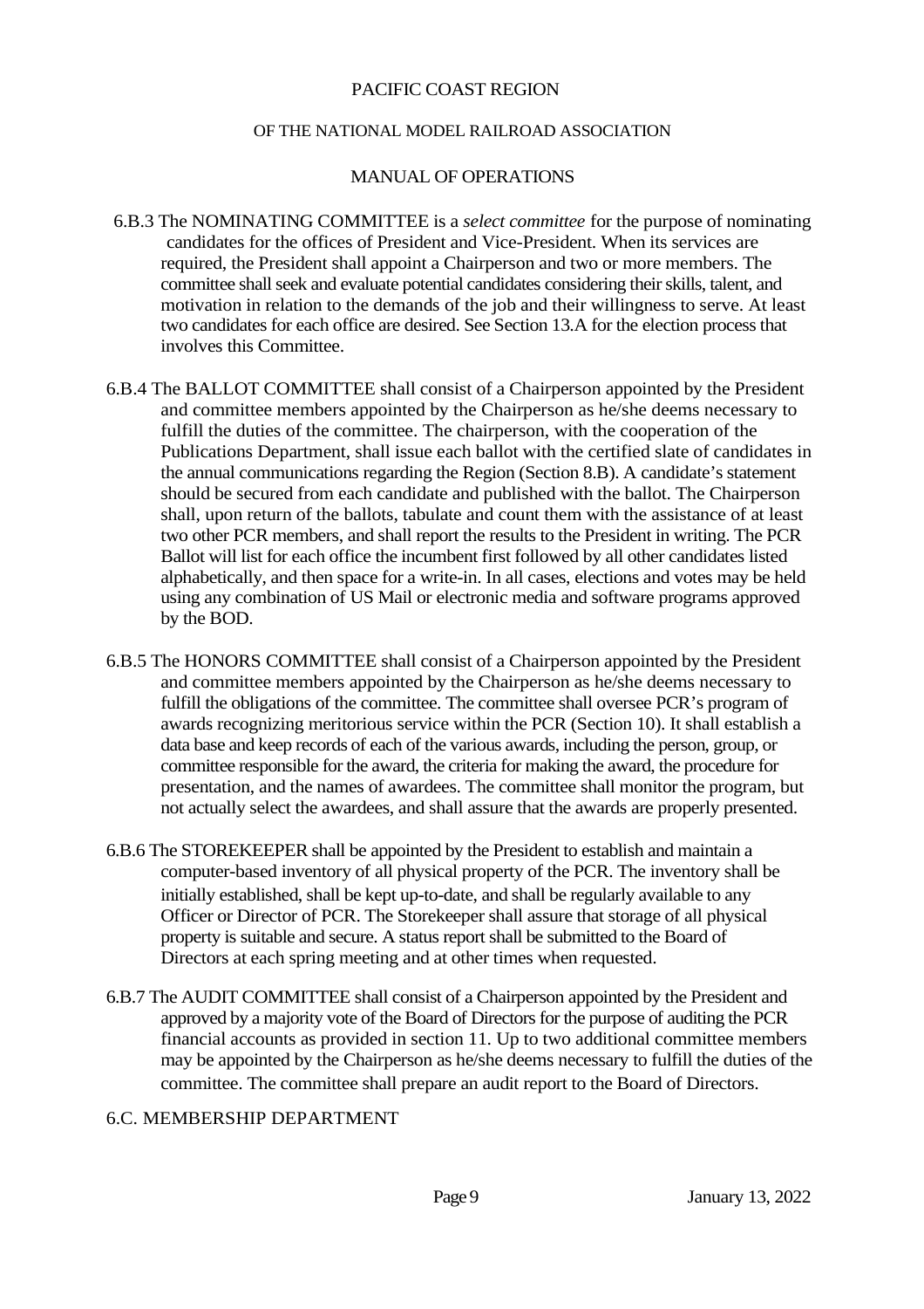6.B.3 The NOMINATING COMMITTEE is a *select committee* for the purpose of nominating candidates for the offices of President and Vice-President. When its services are required, the President shall appoint a Chairperson and two or more members. The committee shall seek and evaluate potential candidates considering their skills, talent, and motivation in relation to the demands of the job and their willingness to serve. At least two candidates for each office are desired. See Section 13.A for the election process that involves this Committee.

6.B.4 The BALLOT COMMITTEE shall consist of a Chairperson appointed by the President and committee members appointed by the Chairperson as he/she deems necessary to fulfill the duties of the committee. The chairperson, with the cooperation of the Publications Department, shall issue each ballot with the certified slate of candidates in the annual communications regarding the Region (Section 8.B). A candidate's statement should be secured from each candidate and published with the ballot. The Chairperson shall, upon return of the ballots, tabulate and count them with the assistance of at least two other PCR members, and shall report the results to the President in writing. The PCR Ballot will list for each office the incumbent first followed by all other candidates listed alphabetically, and then space for a write-in. In all cases, elections and votes may be held using any combination of US Mail or electronic media and software programs approved by the BOD.

6.B.5 The HONORS COMMITTEE shall consist of a Chairperson appointed by the President and committee members appointed by the Chairperson as he/she deems necessary to fulfill the obligations of the committee. The committee shall oversee PCR's program of awards recognizing meritorious service within the PCR (Section 10). It shall establish a data base and keep records of each of the various awards, including the person, group, or committee responsible for the award, the criteria for making the award, the procedure for presentation, and the names of awardees. The committee shall monitor the program, but not actually select the awardees, and shall assure that the awards are properly presented.

6.B.6 The STOREKEEPER shall be appointed by the President to establish and maintain a computer-based inventory of all physical property of the PCR. The inventory shall be initially established, shall be kept up-to-date, and shall be regularly available to any Officer or Director of PCR. The Storekeeper shall assure that storage of all physical property is suitable and secure. A status report shall be submitted to the Board of Directors at each spring meeting and at other times when requested.

6.B.7 The AUDIT COMMITTEE shall consist of a Chairperson appointed by the President and approved by a majority vote of the Board of Directors for the purpose of auditing the PCR financial accounts as provided in section 11. Up to two additional committee members may be appointed by the Chairperson as he/she deems necessary to fulfill the duties of the committee. The committee shall prepare an audit report to the Board of Directors.

## 6.C. MEMBERSHIP DEPARTMENT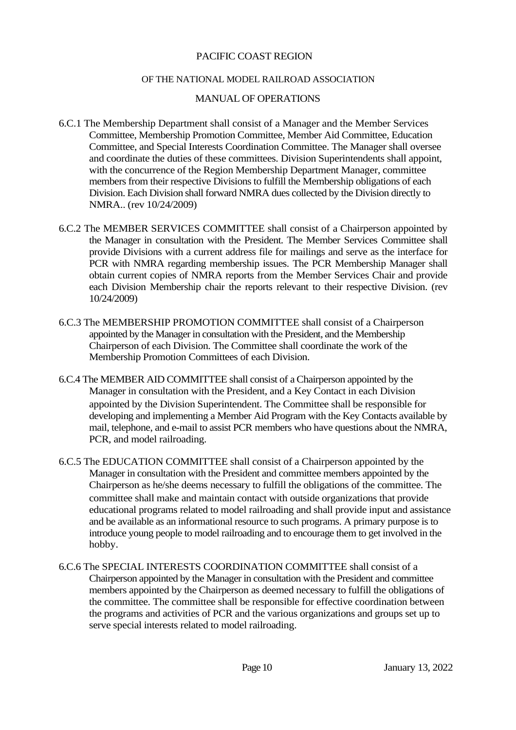PACIFIC COAST REGION

OF THE NATIONAL MODEL RAILROAD ASSOCIATION

MANUAL OF OPERATIONS

6.C.1 The Membership Department shall consist of a Manager and the Member Services Committee, Membership Promotion Committee, Member Aid Committee, Education Committee, and Special Interests Coordination Committee. The Manager shall oversee and coordinate the duties of these committees. Division Superintendents shall appoint, with the concurrence of the Region Membership Department Manager, committee members from their respective Divisions to fulfill the Membership obligations of each Division. Each Division shall forward NMRA dues collected by the Division directly to NMRA.. (rev 10/24/2009)

6.C.2 The MEMBER SERVICES COMMITTEE shall consist of a Chairperson appointed by the Manager in consultation with the President. The Member Services Committee shall provide Divisions with a current address file for mailings and serve as the interface for PCR with NMRA regarding membership issues. The PCR Membership Manager shall obtain current copies of NMRA reports from the Member Services Chair and provide each Division Membership chair the reports relevant to their respective Division. (rev 10/24/2009)

6.C.3 The MEMBERSHIP PROMOTION COMMITTEE shall consist of a Chairperson appointed by the Manager in consultation with the President, and the Membership Chairperson of each Division. The Committee shall coordinate the work of the Membership Promotion Committees of each Division.

6.C.4 The MEMBER AID COMMITTEE shall consist of a Chairperson appointed by the Manager in consultation with the President, and a Key Contact in each Division appointed by the Division Superintendent. The Committee shall be responsible for developing and implementing a Member Aid Program with the Key Contacts available by mail, telephone, and e-mail to assist PCR members who have questions about the NMRA, PCR, and model railroading.

6.C.5 The EDUCATION COMMITTEE shall consist of a Chairperson appointed by the Manager in consultation with the President and committee members appointed by the Chairperson as he/she deems necessary to fulfill the obligations of the committee. The committee shall make and maintain contact with outside organizations that provide educational programs related to model railroading and shall provide input and assistance and be available as an informational resource to such programs. A primary purpose is to introduce young people to model railroading and to encourage them to get involved in the hobby.

6.C.6 The SPECIAL INTERESTS COORDINATION COMMITTEE shall consist of a Chairperson appointed by the Manager in consultation with the President and committee members appointed by the Chairperson as deemed necessary to fulfill the obligations of the committee. The committee shall be responsible for effective coordination between the programs and activities of PCR and the various organizations and groups set up to serve special interests related to model railroading.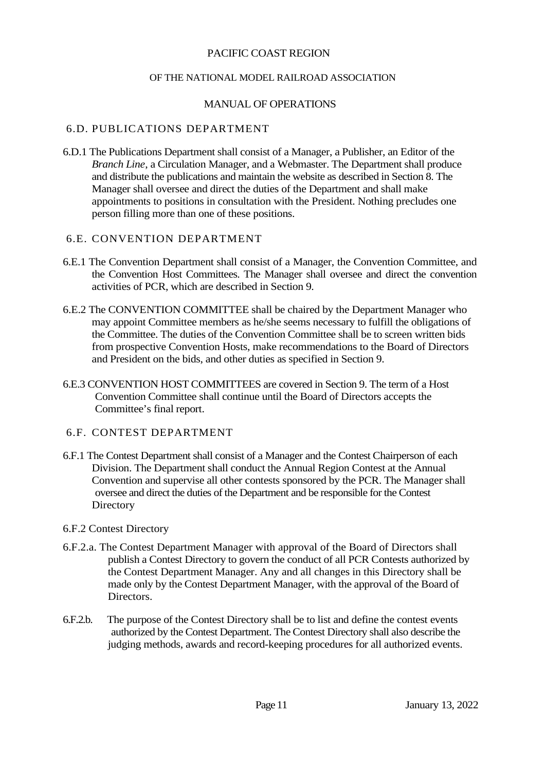PACIFIC COAST REGION

OF THE NATIONAL MODEL RAILROAD ASSOCIATION

MANUAL OF OPERATIONS

## 6.D. PUBLICATIONS DEPARTMENT

6.D.1 The Publications Department shall consist of a Manager, a Publisher, an Editor of the *Branch Line*, a Circulation Manager, and a Webmaster. The Department shall produce and distribute the publications and maintain the website as described in Section 8. The Manager shall oversee and direct the duties of the Department and shall make appointments to positions in consultation with the President. Nothing precludes one person filling more than one of these positions.

## 6.E. CONVENTION DEPARTMENT

6.E.1 The Convention Department shall consist of a Manager, the Convention Committee, and the Convention Host Committees. The Manager shall oversee and direct the convention activities of PCR, which are described in Section 9.

6.E.2 The CONVENTION COMMITTEE shall be chaired by the Department Manager who may appoint Committee members as he/she seems necessary to fulfill the obligations of the Committee. The duties of the Convention Committee shall be to screen written bids from prospective Convention Hosts, make recommendations to the Board of Directors and President on the bids, and other duties as specified in Section 9.

6.E.3 CONVENTION HOST COMMITTEES are covered in Section 9. The term of a Host Convention Committee shall continue until the Board of Directors accepts the Committee's final report.

## 6.F. CONTEST DEPARTMENT

6.F.1 The Contest Department shall consist of a Manager and the Contest Chairperson of each Division. The Department shall conduct the Annual Region Contest at the Annual Convention and supervise all other contests sponsored by the PCR. The Manager shall oversee and direct the duties of the Department and be responsible for the Contest Directory

6.F.2 Contest Directory

6.F.2.a. The Contest Department Manager with approval of the Board of Directors shall publish a Contest Directory to govern the conduct of all PCR Contests authorized by the Contest Department Manager. Any and all changes in this Directory shall be made only by the Contest Department Manager, with the approval of the Board of Directors.

6.F.2.b. The purpose of the Contest Directory shall be to list and define the contest events authorized by the Contest Department. The Contest Directory shall also describe the judging methods, awards and record-keeping procedures for all authorized events.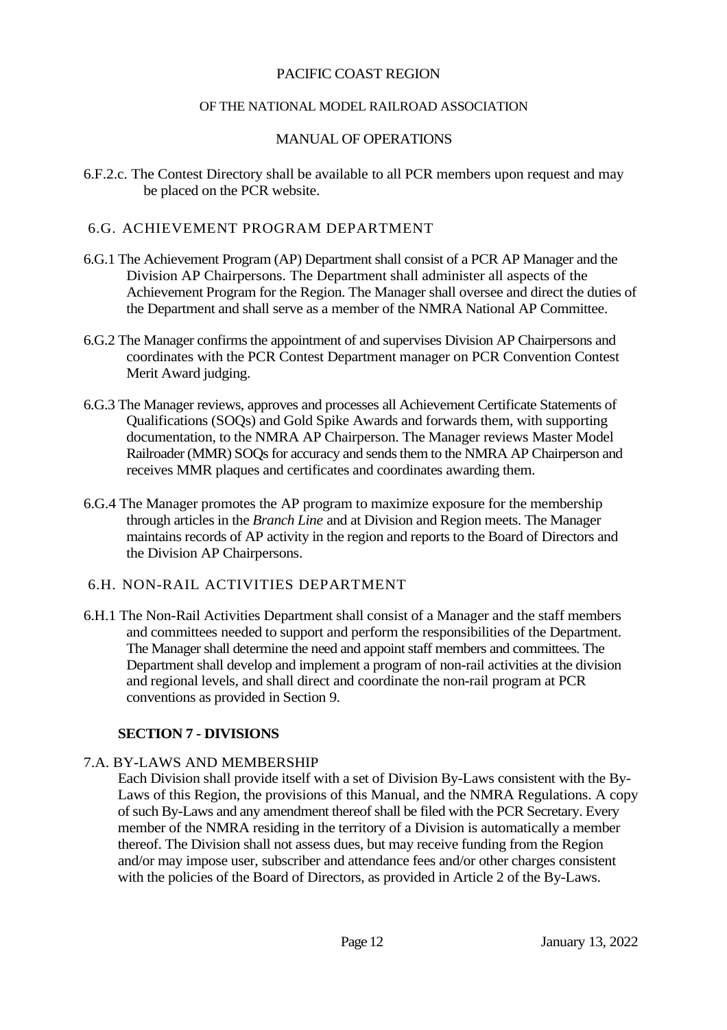6.F.2.c. The Contest Directory shall be available to all PCR members upon request and may be placed on the PCR website.

## 6.G. ACHIEVEMENT PROGRAM DEPARTMENT

6.G.1 The Achievement Program (AP) Department shall consist of a PCR AP Manager and the Division AP Chairpersons. The Department shall administer all aspects of the Achievement Program for the Region. The Manager shall oversee and direct the duties of the Department and shall serve as a member of the NMRA National AP Committee.

6.G.2 The Manager confirms the appointment of and supervises Division AP Chairpersons and coordinates with the PCR Contest Department manager on PCR Convention Contest Merit Award judging.

6.G.3 The Manager reviews, approves and processes all Achievement Certificate Statements of Qualifications (SOQs) and Gold Spike Awards and forwards them, with supporting documentation, to the NMRA AP Chairperson. The Manager reviews Master Model Railroader (MMR) SOQs for accuracy and sends them to the NMRA AP Chairperson and receives MMR plaques and certificates and coordinates awarding them.

6.G.4 The Manager promotes the AP program to maximize exposure for the membership through articles in the *Branch Line* and at Division and Region meets. The Manager maintains records of AP activity in the region and reports to the Board of Directors and the Division AP Chairpersons.

## 6.H. NON-RAIL ACTIVITIES DEPARTMENT

6.H.1 The Non-Rail Activities Department shall consist of a Manager and the staff members and committees needed to support and perform the responsibilities of the Department. The Manager shall determine the need and appoint staff members and committees. The Department shall develop and implement a program of non-rail activities at the division and regional levels, and shall direct and coordinate the non-rail program at PCR conventions as provided in Section 9.

# SECTION 7 - DIVISIONS

## 7.A. BY-LAWS AND MEMBERSHIP

Each Division shall provide itself with a set of Division By-Laws consistent with the By-Laws of this Region, the provisions of this Manual, and the NMRA Regulations. A copy of such By-Laws and any amendment thereof shall be filed with the PCR Secretary. Every member of the NMRA residing in the territory of a Division is automatically a member thereof. The Division shall not assess dues, but may receive funding from the Region and/or may impose user, subscriber and attendance fees and/or other charges consistent with the policies of the Board of Directors, as provided in Article 2 of the By-Laws.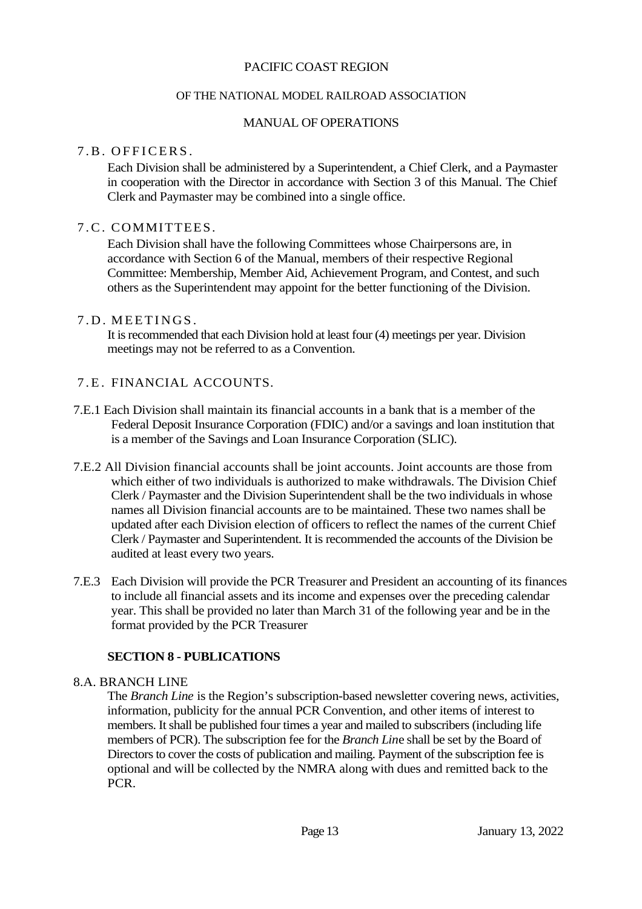### 7.B. OFFICERS.

Each Division shall be administered by a Superintendent, a Chief Clerk, and a Paymaster in cooperation with the Director in accordance with Section 3 of this Manual. The Chief Clerk and Paymaster may be combined into a single office.

### 7.C. COMMITTEES.

Each Division shall have the following Committees whose Chairpersons are, in accordance with Section 6 of the Manual, members of their respective Regional Committee: Membership, Member Aid, Achievement Program, and Contest, and such others as the Superintendent may appoint for the better functioning of the Division.

### 7.D. MEETINGS.

It is recommended that each Division hold at least four (4) meetings per year. Division meetings may not be referred to as a Convention.

### 7.E. FINANCIAL ACCOUNTS.

7.E.1 Each Division shall maintain its financial accounts in a bank that is a member of the Federal Deposit Insurance Corporation (FDIC) and/or a savings and loan institution that is a member of the Savings and Loan Insurance Corporation (SLIC).

7.E.2 All Division financial accounts shall be joint accounts. Joint accounts are those from which either of two individuals is authorized to make withdrawals. The Division Chief Clerk / Paymaster and the Division Superintendent shall be the two individuals in whose names all Division financial accounts are to be maintained. These two names shall be updated after each Division election of officers to reflect the names of the current Chief Clerk / Paymaster and Superintendent. It is recommended the accounts of the Division be audited at least every two years.

7.E.3 Each Division will provide the PCR Treasurer and President an accounting of its finances to include all financial assets and its income and expenses over the preceding calendar year. This shall be provided no later than March 31 of the following year and be in the format provided by the PCR Treasurer

## SECTION 8 - PUBLICATIONS

### 8.A. BRANCH LINE

The *Branch Line* is the Region's subscription-based newsletter covering news, activities, information, publicity for the annual PCR Convention, and other items of interest to members. It shall be published four times a year and mailed to subscribers (including life members of PCR). The subscription fee for the *Branch Line* shall be set by the Board of Directors to cover the costs of publication and mailing. Payment of the subscription fee is optional and will be collected by the NMRA along with dues and remitted back to the PCR.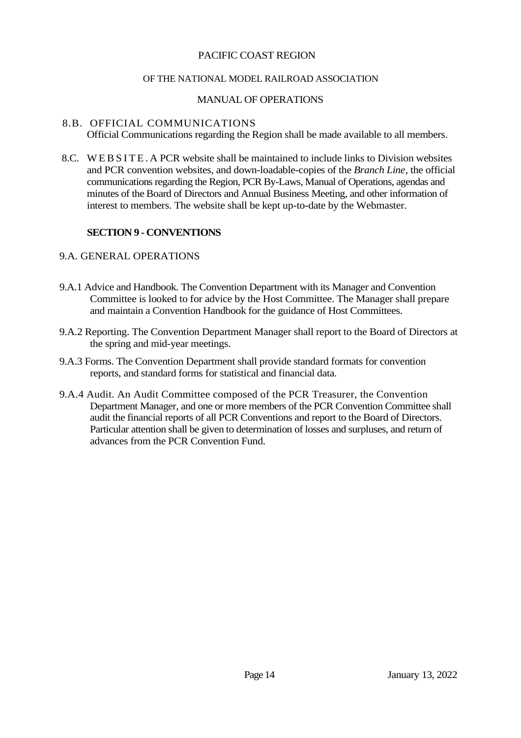8.B. OFFICIAL COMMUNICATIONS
Official Communications regarding the Region shall be made available to all members.

8.C. WEBSITE. A PCR website shall be maintained to include links to Division websites and PCR convention websites, and down-loadable-copies of the *Branch Line*, the official communications regarding the Region, PCR By-Laws, Manual of Operations, agendas and minutes of the Board of Directors and Annual Business Meeting, and other information of interest to members. The website shall be kept up-to-date by the Webmaster.

## SECTION 9 - CONVENTIONS

9.A. GENERAL OPERATIONS

9.A.1 Advice and Handbook. The Convention Department with its Manager and Convention Committee is looked to for advice by the Host Committee. The Manager shall prepare and maintain a Convention Handbook for the guidance of Host Committees.

9.A.2 Reporting. The Convention Department Manager shall report to the Board of Directors at the spring and mid-year meetings.

9.A.3 Forms. The Convention Department shall provide standard formats for convention reports, and standard forms for statistical and financial data.

9.A.4 Audit. An Audit Committee composed of the PCR Treasurer, the Convention Department Manager, and one or more members of the PCR Convention Committee shall audit the financial reports of all PCR Conventions and report to the Board of Directors. Particular attention shall be given to determination of losses and surpluses, and return of advances from the PCR Convention Fund.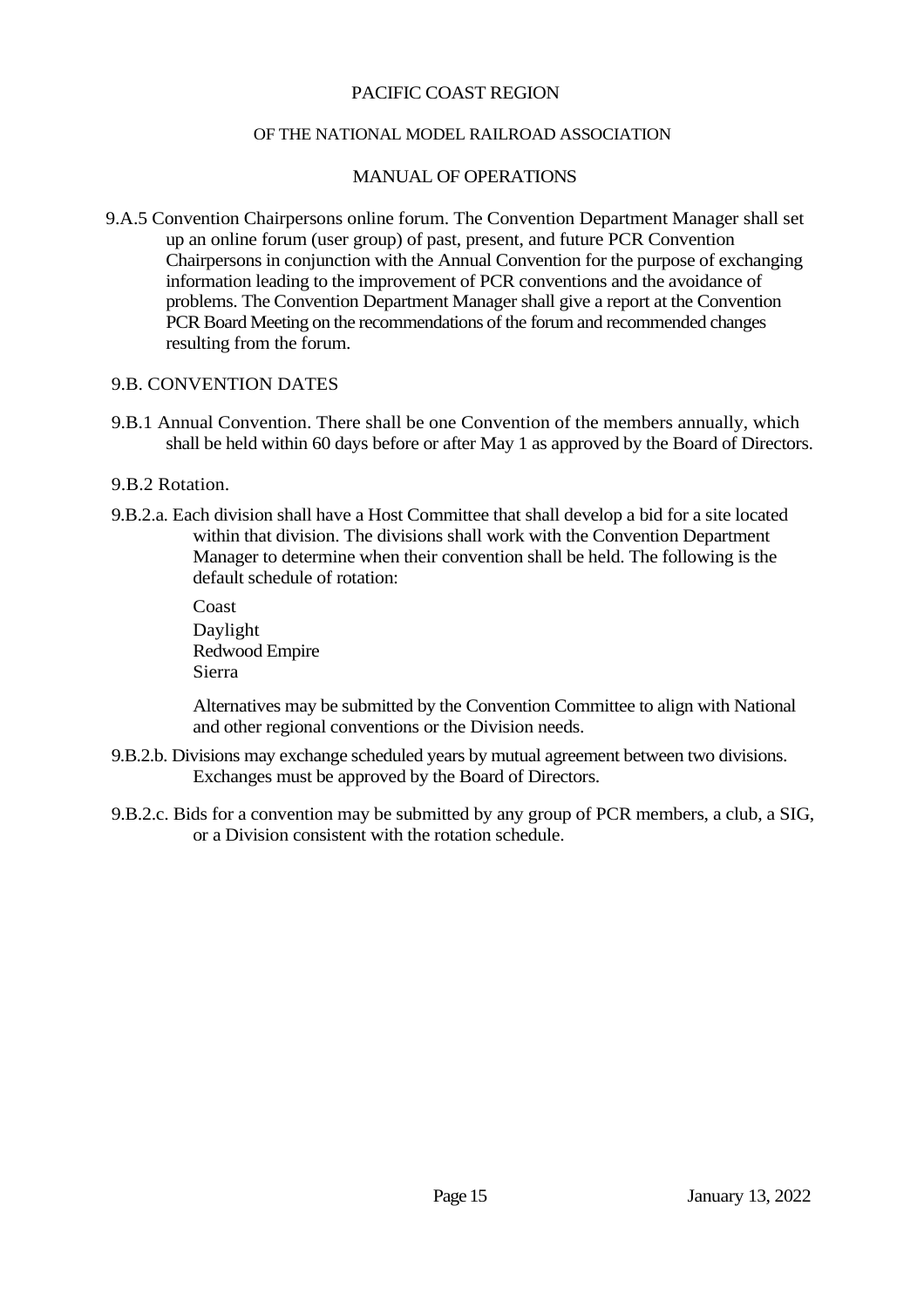9.A.5 Convention Chairpersons online forum. The Convention Department Manager shall set up an online forum (user group) of past, present, and future PCR Convention Chairpersons in conjunction with the Annual Convention for the purpose of exchanging information leading to the improvement of PCR conventions and the avoidance of problems. The Convention Department Manager shall give a report at the Convention PCR Board Meeting on the recommendations of the forum and recommended changes resulting from the forum.

## 9.B. CONVENTION DATES

9.B.1 Annual Convention. There shall be one Convention of the members annually, which shall be held within 60 days before or after May 1 as approved by the Board of Directors.

9.B.2 Rotation.

9.B.2.a. Each division shall have a Host Committee that shall develop a bid for a site located within that division. The divisions shall work with the Convention Department Manager to determine when their convention shall be held. The following is the default schedule of rotation:

Coast
Daylight
Redwood Empire
Sierra

Alternatives may be submitted by the Convention Committee to align with National and other regional conventions or the Division needs.

9.B.2.b. Divisions may exchange scheduled years by mutual agreement between two divisions. Exchanges must be approved by the Board of Directors.

9.B.2.c. Bids for a convention may be submitted by any group of PCR members, a club, a SIG, or a Division consistent with the rotation schedule.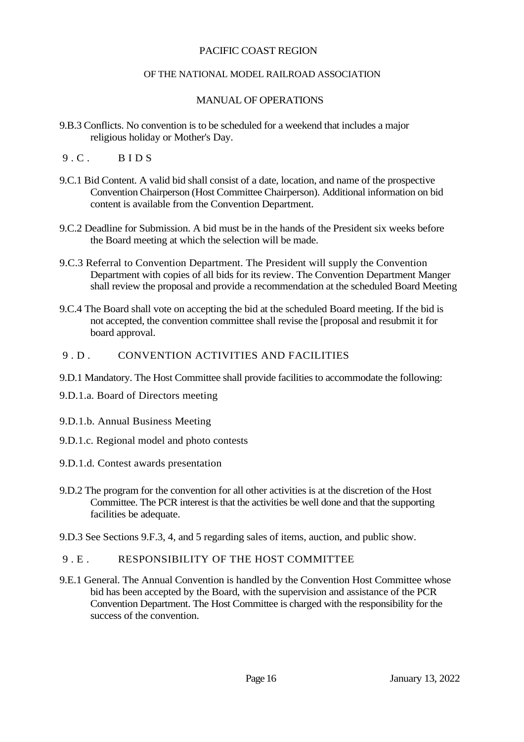9.B.3 Conflicts. No convention is to be scheduled for a weekend that includes a major religious holiday or Mother's Day.

## 9.C. BIDS

9.C.1 Bid Content. A valid bid shall consist of a date, location, and name of the prospective Convention Chairperson (Host Committee Chairperson). Additional information on bid content is available from the Convention Department.

9.C.2 Deadline for Submission. A bid must be in the hands of the President six weeks before the Board meeting at which the selection will be made.

9.C.3 Referral to Convention Department. The President will supply the Convention Department with copies of all bids for its review. The Convention Department Manger shall review the proposal and provide a recommendation at the scheduled Board Meeting

9.C.4 The Board shall vote on accepting the bid at the scheduled Board meeting. If the bid is not accepted, the convention committee shall revise the [proposal and resubmit it for board approval.

## 9.D. CONVENTION ACTIVITIES AND FACILITIES

9.D.1 Mandatory. The Host Committee shall provide facilities to accommodate the following:

9.D.1.a. Board of Directors meeting

9.D.1.b. Annual Business Meeting

9.D.1.c. Regional model and photo contests

9.D.1.d. Contest awards presentation

9.D.2 The program for the convention for all other activities is at the discretion of the Host Committee. The PCR interest is that the activities be well done and that the supporting facilities be adequate.

9.D.3 See Sections 9.F.3, 4, and 5 regarding sales of items, auction, and public show.

## 9.E. RESPONSIBILITY OF THE HOST COMMITTEE

9.E.1 General. The Annual Convention is handled by the Convention Host Committee whose bid has been accepted by the Board, with the supervision and assistance of the PCR Convention Department. The Host Committee is charged with the responsibility for the success of the convention.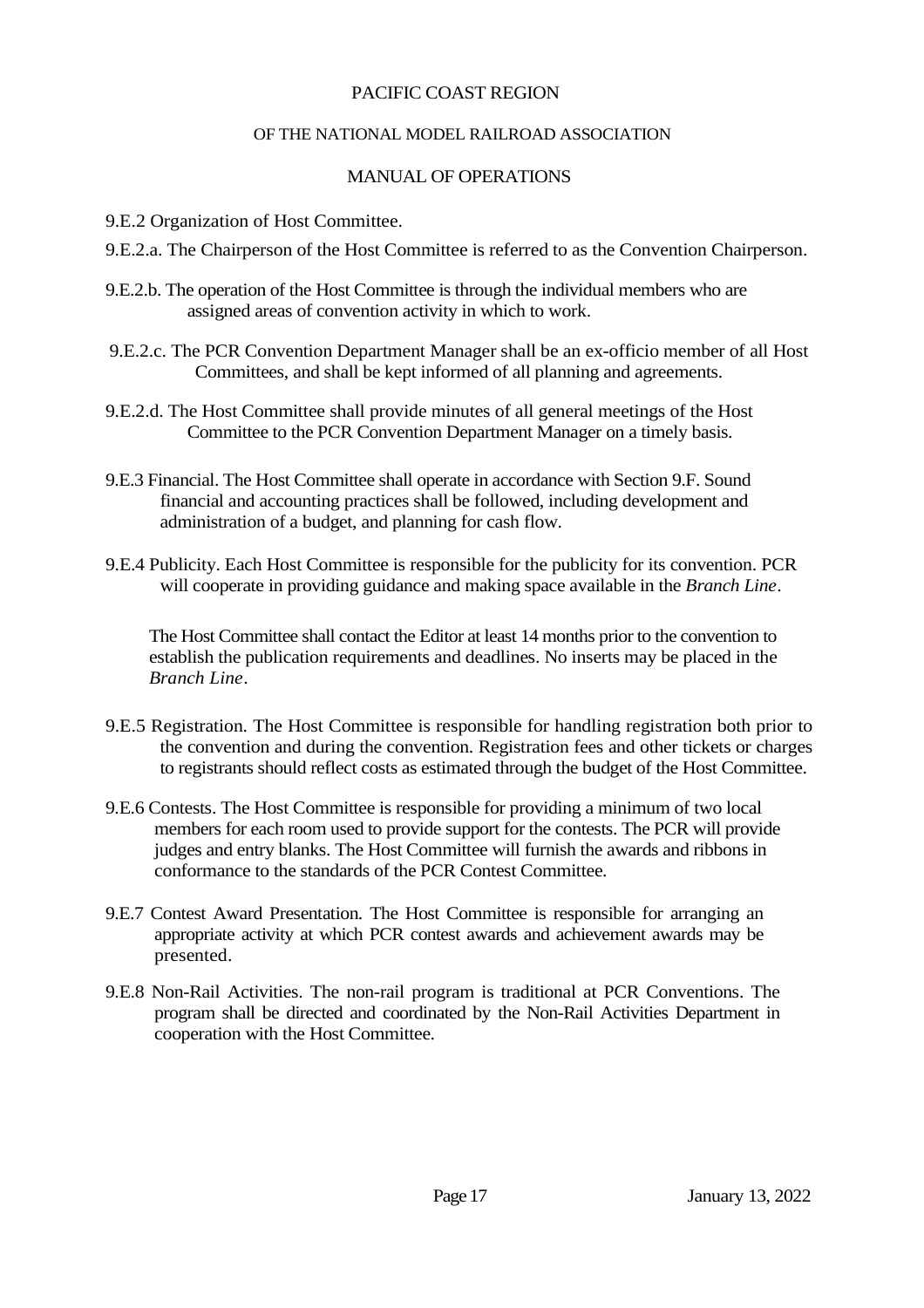9.E.2 Organization of Host Committee.

9.E.2.a. The Chairperson of the Host Committee is referred to as the Convention Chairperson.

9.E.2.b. The operation of the Host Committee is through the individual members who are assigned areas of convention activity in which to work.

9.E.2.c. The PCR Convention Department Manager shall be an ex-officio member of all Host Committees, and shall be kept informed of all planning and agreements.

9.E.2.d. The Host Committee shall provide minutes of all general meetings of the Host Committee to the PCR Convention Department Manager on a timely basis.

9.E.3 Financial. The Host Committee shall operate in accordance with Section 9.F. Sound financial and accounting practices shall be followed, including development and administration of a budget, and planning for cash flow.

9.E.4 Publicity. Each Host Committee is responsible for the publicity for its convention. PCR will cooperate in providing guidance and making space available in the *Branch Line*.

The Host Committee shall contact the Editor at least 14 months prior to the convention to establish the publication requirements and deadlines. No inserts may be placed in the *Branch Line*.

9.E.5 Registration. The Host Committee is responsible for handling registration both prior to the convention and during the convention. Registration fees and other tickets or charges to registrants should reflect costs as estimated through the budget of the Host Committee.

9.E.6 Contests. The Host Committee is responsible for providing a minimum of two local members for each room used to provide support for the contests. The PCR will provide judges and entry blanks. The Host Committee will furnish the awards and ribbons in conformance to the standards of the PCR Contest Committee.

9.E.7 Contest Award Presentation. The Host Committee is responsible for arranging an appropriate activity at which PCR contest awards and achievement awards may be presented.

9.E.8 Non-Rail Activities. The non-rail program is traditional at PCR Conventions. The program shall be directed and coordinated by the Non-Rail Activities Department in cooperation with the Host Committee.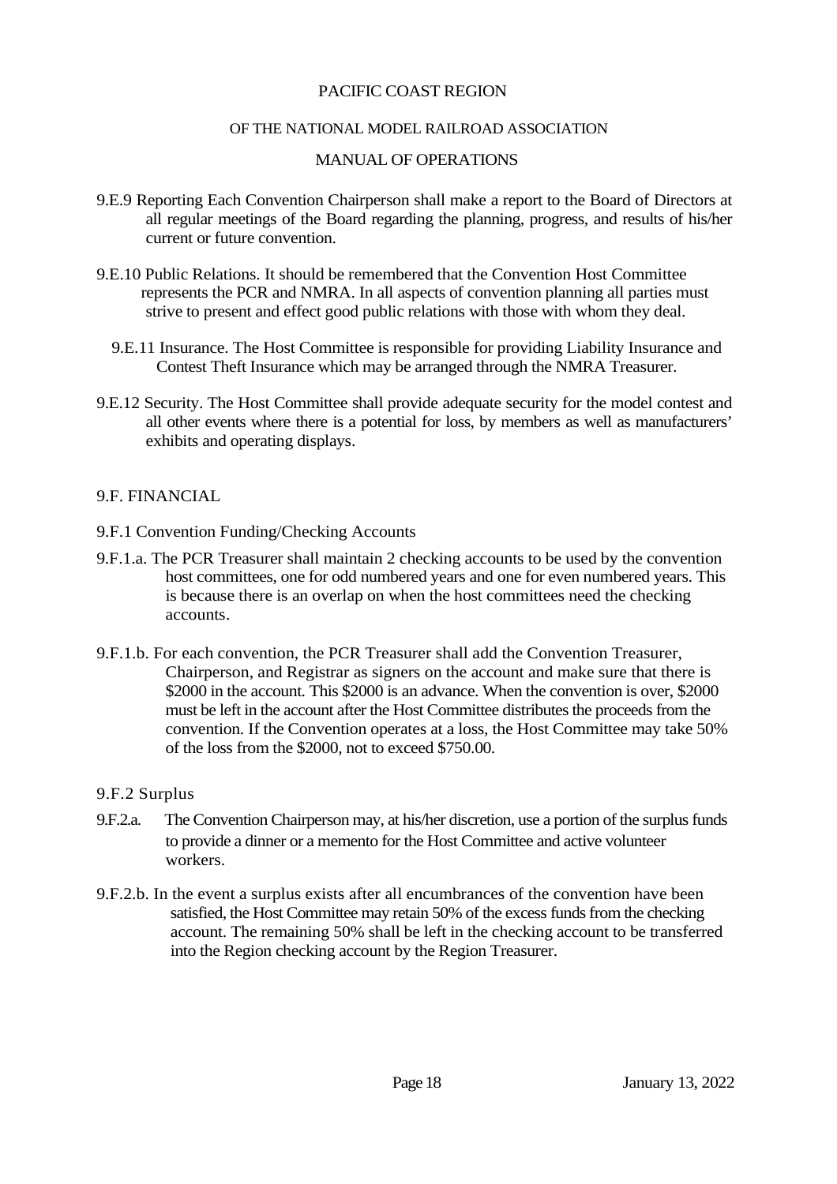9.E.9 Reporting Each Convention Chairperson shall make a report to the Board of Directors at all regular meetings of the Board regarding the planning, progress, and results of his/her current or future convention.

9.E.10 Public Relations. It should be remembered that the Convention Host Committee represents the PCR and NMRA. In all aspects of convention planning all parties must strive to present and effect good public relations with those with whom they deal.

9.E.11 Insurance. The Host Committee is responsible for providing Liability Insurance and Contest Theft Insurance which may be arranged through the NMRA Treasurer.

9.E.12 Security. The Host Committee shall provide adequate security for the model contest and all other events where there is a potential for loss, by members as well as manufacturers' exhibits and operating displays.

## 9.F. FINANCIAL

### 9.F.1 Convention Funding/Checking Accounts

9.F.1.a. The PCR Treasurer shall maintain 2 checking accounts to be used by the convention host committees, one for odd numbered years and one for even numbered years. This is because there is an overlap on when the host committees need the checking accounts.

9.F.1.b. For each convention, the PCR Treasurer shall add the Convention Treasurer, Chairperson, and Registrar as signers on the account and make sure that there is \$2000 in the account. This \$2000 is an advance. When the convention is over, \$2000 must be left in the account after the Host Committee distributes the proceeds from the convention. If the Convention operates at a loss, the Host Committee may take 50% of the loss from the \$2000, not to exceed \$750.00.

### 9.F.2 Surplus

9.F.2.a. The Convention Chairperson may, at his/her discretion, use a portion of the surplus funds to provide a dinner or a memento for the Host Committee and active volunteer workers.

9.F.2.b. In the event a surplus exists after all encumbrances of the convention have been satisfied, the Host Committee may retain 50% of the excess funds from the checking account. The remaining 50% shall be left in the checking account to be transferred into the Region checking account by the Region Treasurer.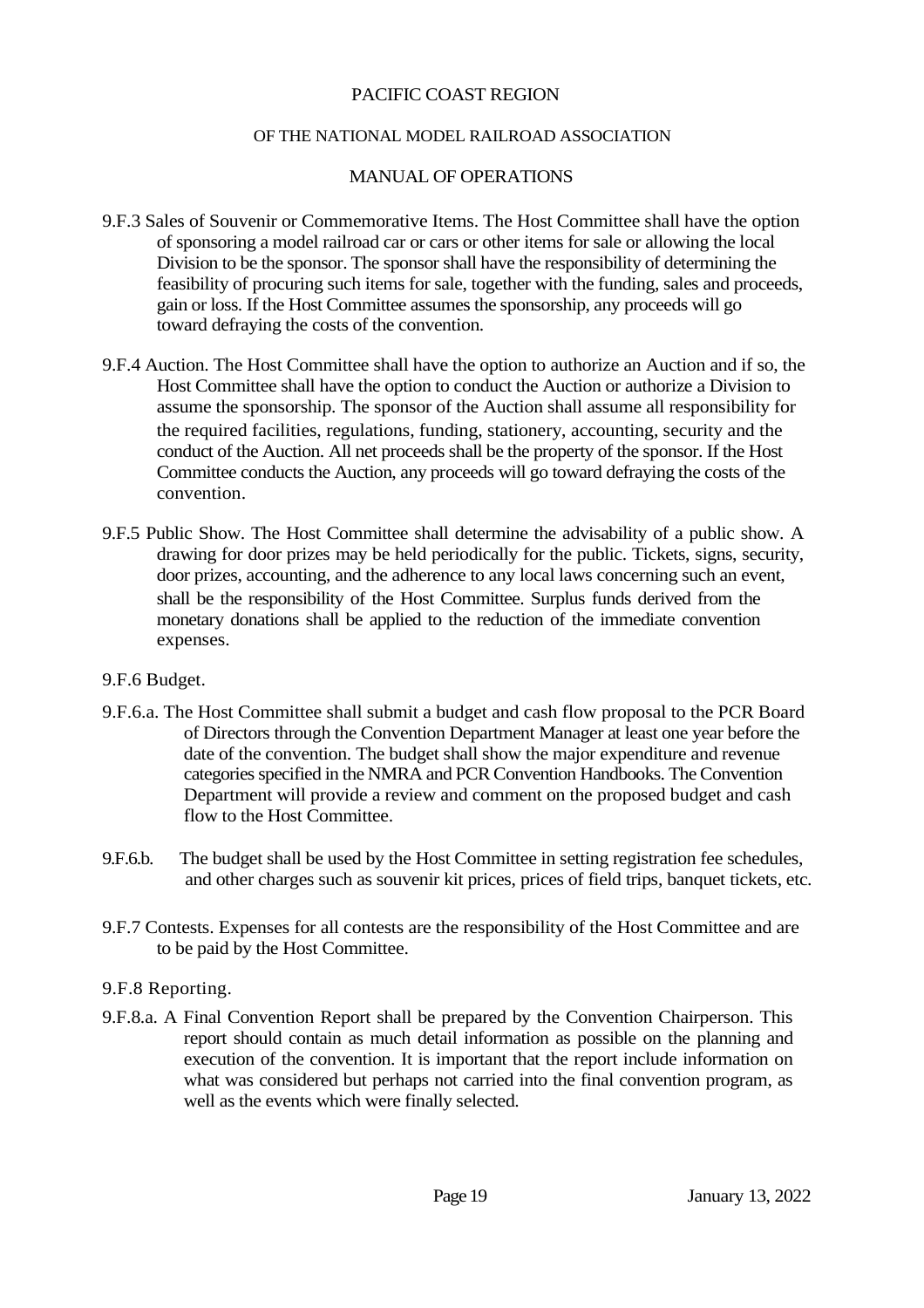9.F.3 Sales of Souvenir or Commemorative Items. The Host Committee shall have the option of sponsoring a model railroad car or cars or other items for sale or allowing the local Division to be the sponsor. The sponsor shall have the responsibility of determining the feasibility of procuring such items for sale, together with the funding, sales and proceeds, gain or loss. If the Host Committee assumes the sponsorship, any proceeds will go toward defraying the costs of the convention.

9.F.4 Auction. The Host Committee shall have the option to authorize an Auction and if so, the Host Committee shall have the option to conduct the Auction or authorize a Division to assume the sponsorship. The sponsor of the Auction shall assume all responsibility for the required facilities, regulations, funding, stationery, accounting, security and the conduct of the Auction. All net proceeds shall be the property of the sponsor. If the Host Committee conducts the Auction, any proceeds will go toward defraying the costs of the convention.

9.F.5 Public Show. The Host Committee shall determine the advisability of a public show. A drawing for door prizes may be held periodically for the public. Tickets, signs, security, door prizes, accounting, and the adherence to any local laws concerning such an event, shall be the responsibility of the Host Committee. Surplus funds derived from the monetary donations shall be applied to the reduction of the immediate convention expenses.

9.F.6 Budget.

9.F.6.a. The Host Committee shall submit a budget and cash flow proposal to the PCR Board of Directors through the Convention Department Manager at least one year before the date of the convention. The budget shall show the major expenditure and revenue categories specified in the NMRA and PCR Convention Handbooks. The Convention Department will provide a review and comment on the proposed budget and cash flow to the Host Committee.

9.F.6.b. The budget shall be used by the Host Committee in setting registration fee schedules, and other charges such as souvenir kit prices, prices of field trips, banquet tickets, etc.

9.F.7 Contests. Expenses for all contests are the responsibility of the Host Committee and are to be paid by the Host Committee.

9.F.8 Reporting.

9.F.8.a. A Final Convention Report shall be prepared by the Convention Chairperson. This report should contain as much detail information as possible on the planning and execution of the convention. It is important that the report include information on what was considered but perhaps not carried into the final convention program, as well as the events which were finally selected.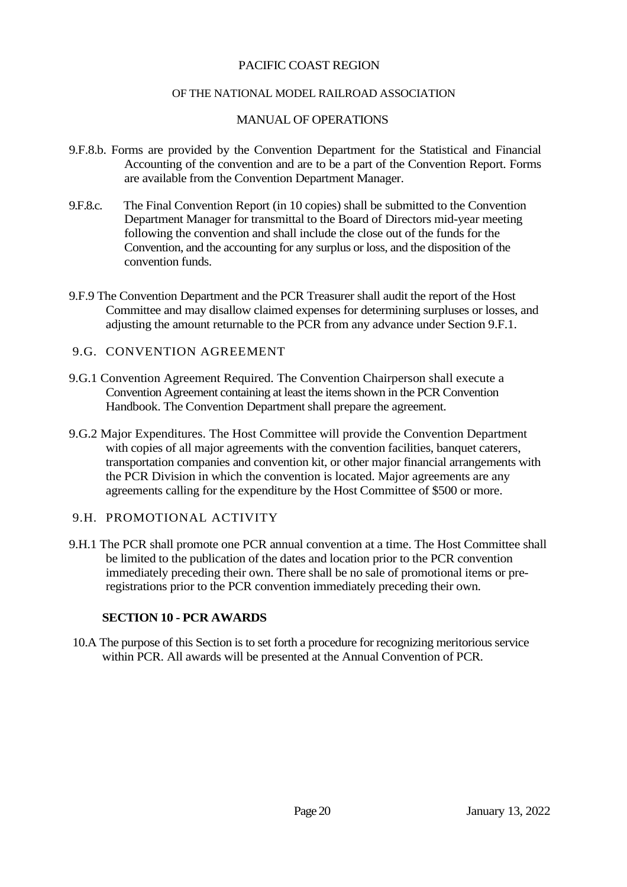9.F.8.b. Forms are provided by the Convention Department for the Statistical and Financial Accounting of the convention and are to be a part of the Convention Report. Forms are available from the Convention Department Manager.

9.F.8.c. The Final Convention Report (in 10 copies) shall be submitted to the Convention Department Manager for transmittal to the Board of Directors mid-year meeting following the convention and shall include the close out of the funds for the Convention, and the accounting for any surplus or loss, and the disposition of the convention funds.

9.F.9 The Convention Department and the PCR Treasurer shall audit the report of the Host Committee and may disallow claimed expenses for determining surpluses or losses, and adjusting the amount returnable to the PCR from any advance under Section 9.F.1.

### 9.G. CONVENTION AGREEMENT

9.G.1 Convention Agreement Required. The Convention Chairperson shall execute a Convention Agreement containing at least the items shown in the PCR Convention Handbook. The Convention Department shall prepare the agreement.

9.G.2 Major Expenditures. The Host Committee will provide the Convention Department with copies of all major agreements with the convention facilities, banquet caterers, transportation companies and convention kit, or other major financial arrangements with the PCR Division in which the convention is located. Major agreements are any agreements calling for the expenditure by the Host Committee of $500 or more.

### 9.H. PROMOTIONAL ACTIVITY

9.H.1 The PCR shall promote one PCR annual convention at a time. The Host Committee shall be limited to the publication of the dates and location prior to the PCR convention immediately preceding their own. There shall be no sale of promotional items or pre-registrations prior to the PCR convention immediately preceding their own.

## SECTION 10 - PCR AWARDS

10.A The purpose of this Section is to set forth a procedure for recognizing meritorious service within PCR. All awards will be presented at the Annual Convention of PCR.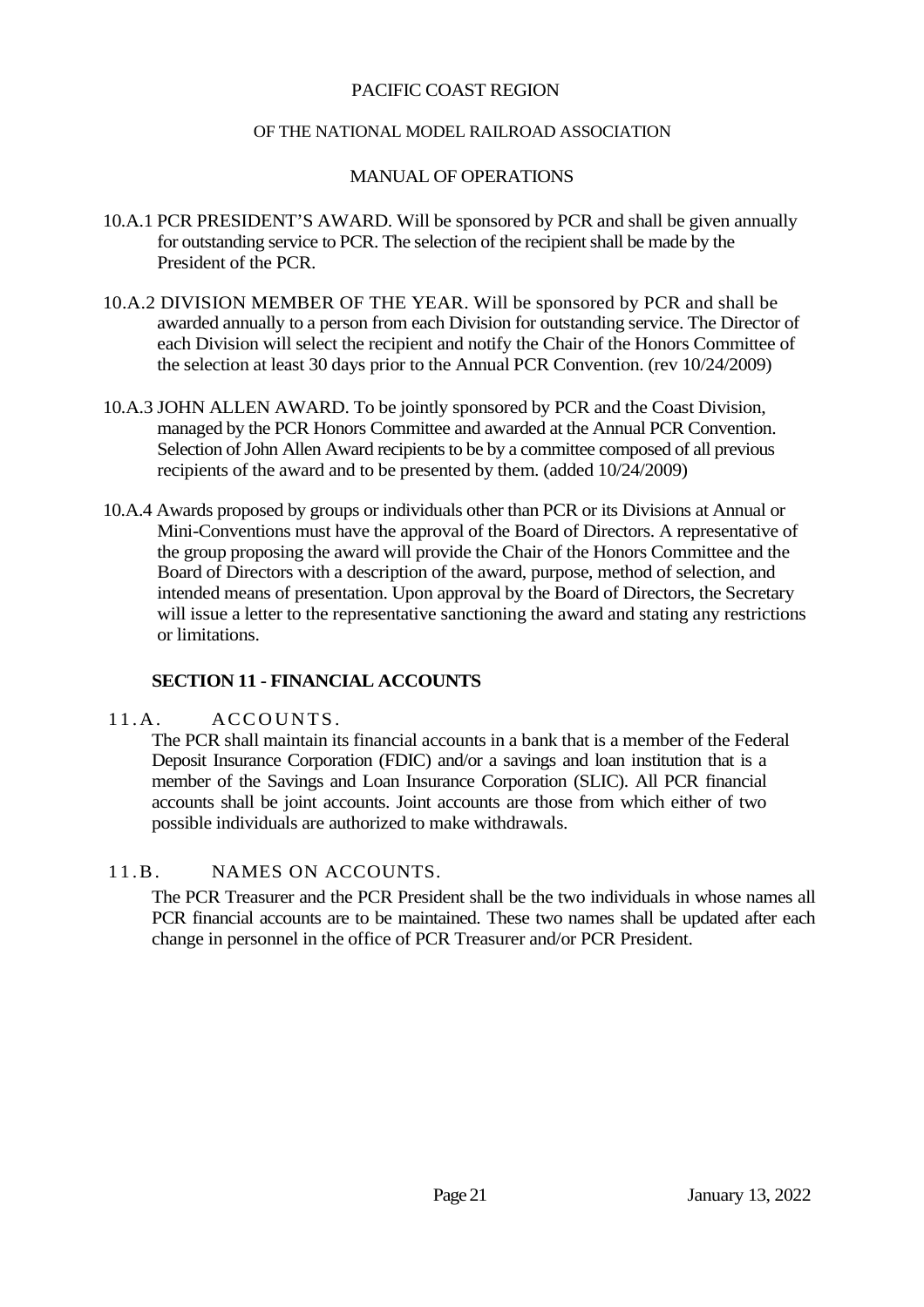10.A.1 PCR PRESIDENT'S AWARD. Will be sponsored by PCR and shall be given annually for outstanding service to PCR. The selection of the recipient shall be made by the President of the PCR.

10.A.2 DIVISION MEMBER OF THE YEAR. Will be sponsored by PCR and shall be awarded annually to a person from each Division for outstanding service. The Director of each Division will select the recipient and notify the Chair of the Honors Committee of the selection at least 30 days prior to the Annual PCR Convention. (rev 10/24/2009)

10.A.3 JOHN ALLEN AWARD. To be jointly sponsored by PCR and the Coast Division, managed by the PCR Honors Committee and awarded at the Annual PCR Convention. Selection of John Allen Award recipients to be by a committee composed of all previous recipients of the award and to be presented by them. (added 10/24/2009)

10.A.4 Awards proposed by groups or individuals other than PCR or its Divisions at Annual or Mini-Conventions must have the approval of the Board of Directors. A representative of the group proposing the award will provide the Chair of the Honors Committee and the Board of Directors with a description of the award, purpose, method of selection, and intended means of presentation. Upon approval by the Board of Directors, the Secretary will issue a letter to the representative sanctioning the award and stating any restrictions or limitations.

## SECTION 11 - FINANCIAL ACCOUNTS

### 11.A. ACCOUNTS.

The PCR shall maintain its financial accounts in a bank that is a member of the Federal Deposit Insurance Corporation (FDIC) and/or a savings and loan institution that is a member of the Savings and Loan Insurance Corporation (SLIC). All PCR financial accounts shall be joint accounts. Joint accounts are those from which either of two possible individuals are authorized to make withdrawals.

### 11.B. NAMES ON ACCOUNTS.

The PCR Treasurer and the PCR President shall be the two individuals in whose names all PCR financial accounts are to be maintained. These two names shall be updated after each change in personnel in the office of PCR Treasurer and/or PCR President.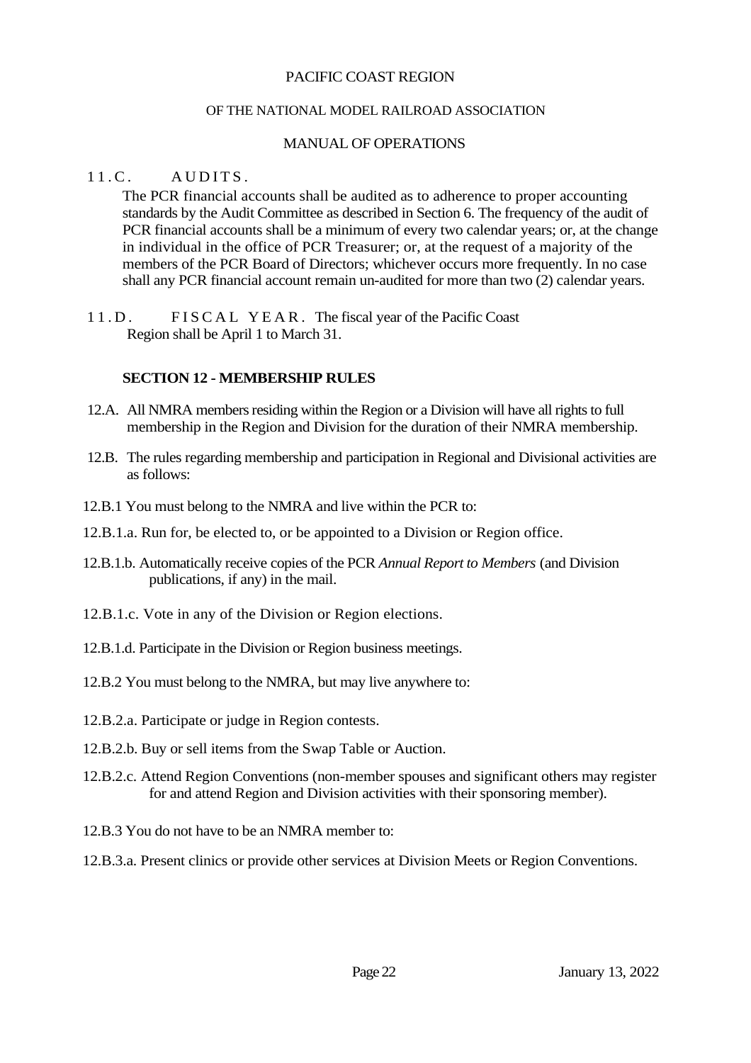11.C. AUDITS.

The PCR financial accounts shall be audited as to adherence to proper accounting standards by the Audit Committee as described in Section 6. The frequency of the audit of PCR financial accounts shall be a minimum of every two calendar years; or, at the change in individual in the office of PCR Treasurer; or, at the request of a majority of the members of the PCR Board of Directors; whichever occurs more frequently. In no case shall any PCR financial account remain un-audited for more than two (2) calendar years.

11.D. FISCAL YEAR. The fiscal year of the Pacific Coast Region shall be April 1 to March 31.

## SECTION 12 - MEMBERSHIP RULES

12.A. All NMRA members residing within the Region or a Division will have all rights to full membership in the Region and Division for the duration of their NMRA membership.

12.B. The rules regarding membership and participation in Regional and Divisional activities are as follows:

12.B.1 You must belong to the NMRA and live within the PCR to:

12.B.1.a. Run for, be elected to, or be appointed to a Division or Region office.

12.B.1.b. Automatically receive copies of the PCR *Annual Report to Members* (and Division publications, if any) in the mail.

12.B.1.c. Vote in any of the Division or Region elections.

12.B.1.d. Participate in the Division or Region business meetings.

12.B.2 You must belong to the NMRA, but may live anywhere to:

12.B.2.a. Participate or judge in Region contests.

12.B.2.b. Buy or sell items from the Swap Table or Auction.

12.B.2.c. Attend Region Conventions (non-member spouses and significant others may register for and attend Region and Division activities with their sponsoring member).

12.B.3 You do not have to be an NMRA member to:

12.B.3.a. Present clinics or provide other services at Division Meets or Region Conventions.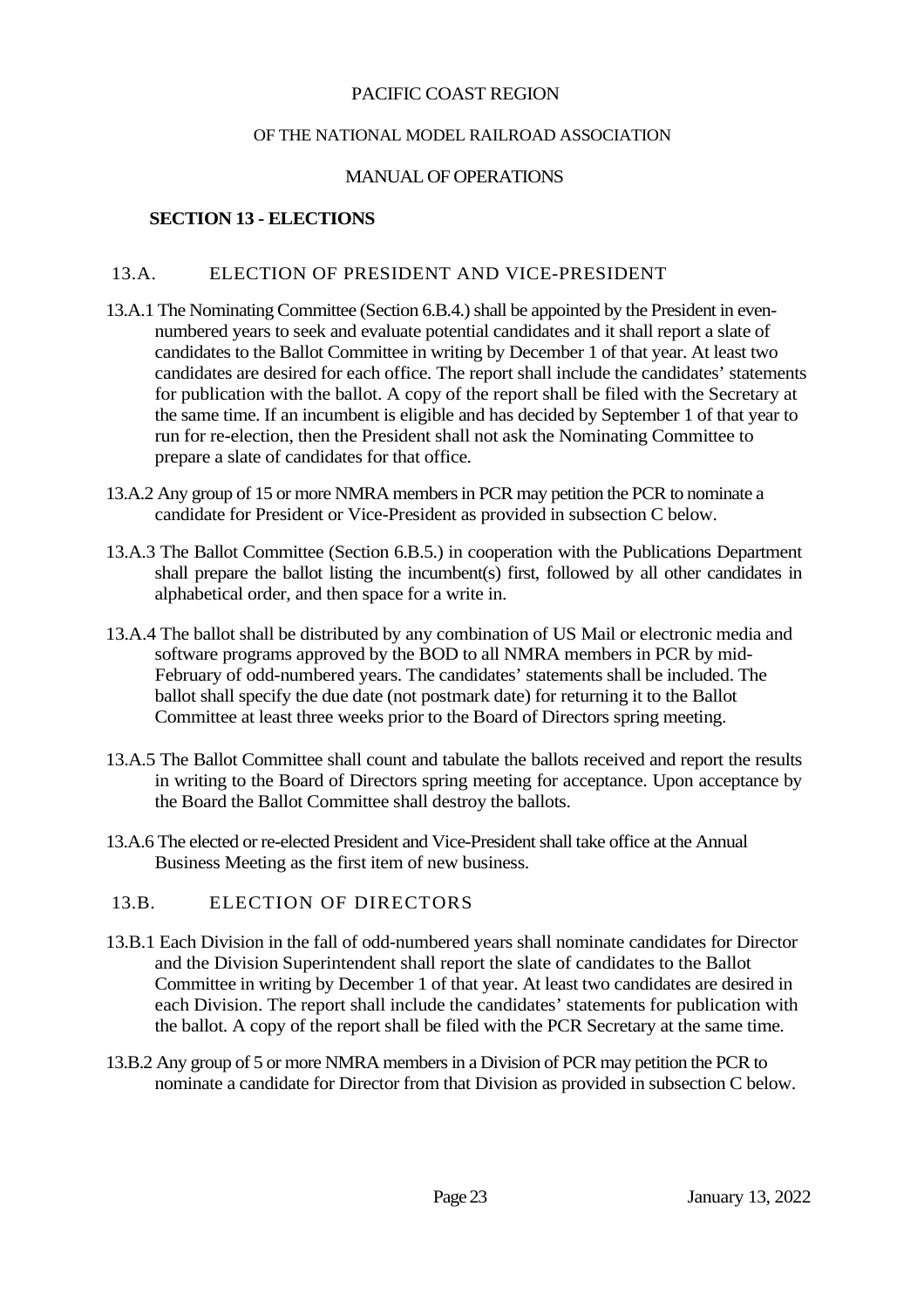PACIFIC COAST REGION

OF THE NATIONAL MODEL RAILROAD ASSOCIATION

MANUAL OF OPERATIONS

## SECTION 13 - ELECTIONS

### 13.A. ELECTION OF PRESIDENT AND VICE-PRESIDENT

13.A.1 The Nominating Committee (Section 6.B.4.) shall be appointed by the President in even-numbered years to seek and evaluate potential candidates and it shall report a slate of candidates to the Ballot Committee in writing by December 1 of that year. At least two candidates are desired for each office. The report shall include the candidates' statements for publication with the ballot. A copy of the report shall be filed with the Secretary at the same time. If an incumbent is eligible and has decided by September 1 of that year to run for re-election, then the President shall not ask the Nominating Committee to prepare a slate of candidates for that office.

13.A.2 Any group of 15 or more NMRA members in PCR may petition the PCR to nominate a candidate for President or Vice-President as provided in subsection C below.

13.A.3 The Ballot Committee (Section 6.B.5.) in cooperation with the Publications Department shall prepare the ballot listing the incumbent(s) first, followed by all other candidates in alphabetical order, and then space for a write in.

13.A.4 The ballot shall be distributed by any combination of US Mail or electronic media and software programs approved by the BOD to all NMRA members in PCR by mid-February of odd-numbered years. The candidates' statements shall be included. The ballot shall specify the due date (not postmark date) for returning it to the Ballot Committee at least three weeks prior to the Board of Directors spring meeting.

13.A.5 The Ballot Committee shall count and tabulate the ballots received and report the results in writing to the Board of Directors spring meeting for acceptance. Upon acceptance by the Board the Ballot Committee shall destroy the ballots.

13.A.6 The elected or re-elected President and Vice-President shall take office at the Annual Business Meeting as the first item of new business.

### 13.B. ELECTION OF DIRECTORS

13.B.1 Each Division in the fall of odd-numbered years shall nominate candidates for Director and the Division Superintendent shall report the slate of candidates to the Ballot Committee in writing by December 1 of that year. At least two candidates are desired in each Division. The report shall include the candidates' statements for publication with the ballot. A copy of the report shall be filed with the PCR Secretary at the same time.

13.B.2 Any group of 5 or more NMRA members in a Division of PCR may petition the PCR to nominate a candidate for Director from that Division as provided in subsection C below.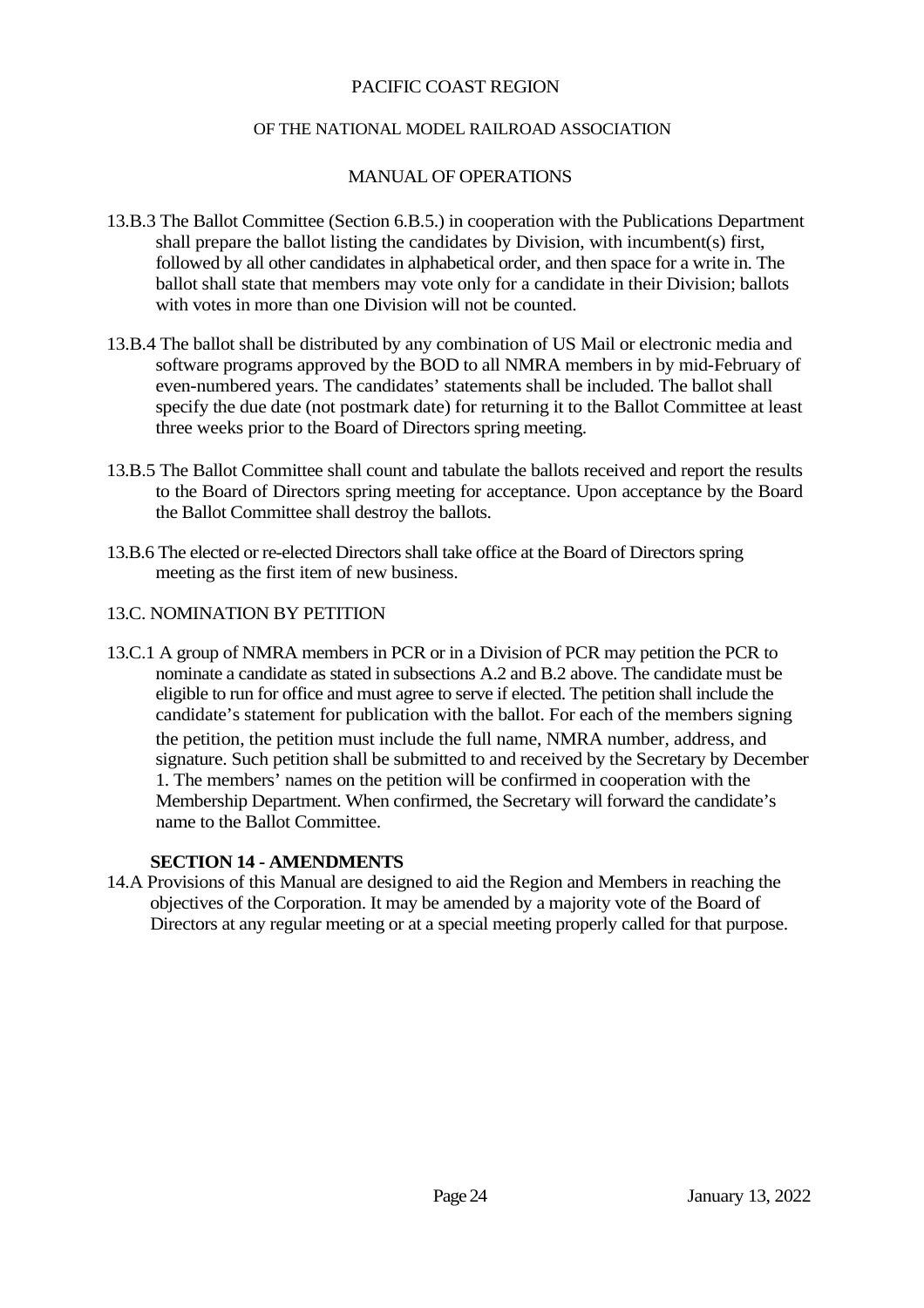13.B.3 The Ballot Committee (Section 6.B.5.) in cooperation with the Publications Department shall prepare the ballot listing the candidates by Division, with incumbent(s) first, followed by all other candidates in alphabetical order, and then space for a write in. The ballot shall state that members may vote only for a candidate in their Division; ballots with votes in more than one Division will not be counted.

13.B.4 The ballot shall be distributed by any combination of US Mail or electronic media and software programs approved by the BOD to all NMRA members in by mid-February of even-numbered years. The candidates' statements shall be included. The ballot shall specify the due date (not postmark date) for returning it to the Ballot Committee at least three weeks prior to the Board of Directors spring meeting.

13.B.5 The Ballot Committee shall count and tabulate the ballots received and report the results to the Board of Directors spring meeting for acceptance. Upon acceptance by the Board the Ballot Committee shall destroy the ballots.

13.B.6 The elected or re-elected Directors shall take office at the Board of Directors spring meeting as the first item of new business.

13.C. NOMINATION BY PETITION

13.C.1 A group of NMRA members in PCR or in a Division of PCR may petition the PCR to nominate a candidate as stated in subsections A.2 and B.2 above. The candidate must be eligible to run for office and must agree to serve if elected. The petition shall include the candidate's statement for publication with the ballot. For each of the members signing the petition, the petition must include the full name, NMRA number, address, and signature. Such petition shall be submitted to and received by the Secretary by December 1. The members' names on the petition will be confirmed in cooperation with the Membership Department. When confirmed, the Secretary will forward the candidate's name to the Ballot Committee.

## SECTION 14 - AMENDMENTS

14.A Provisions of this Manual are designed to aid the Region and Members in reaching the objectives of the Corporation. It may be amended by a majority vote of the Board of Directors at any regular meeting or at a special meeting properly called for that purpose.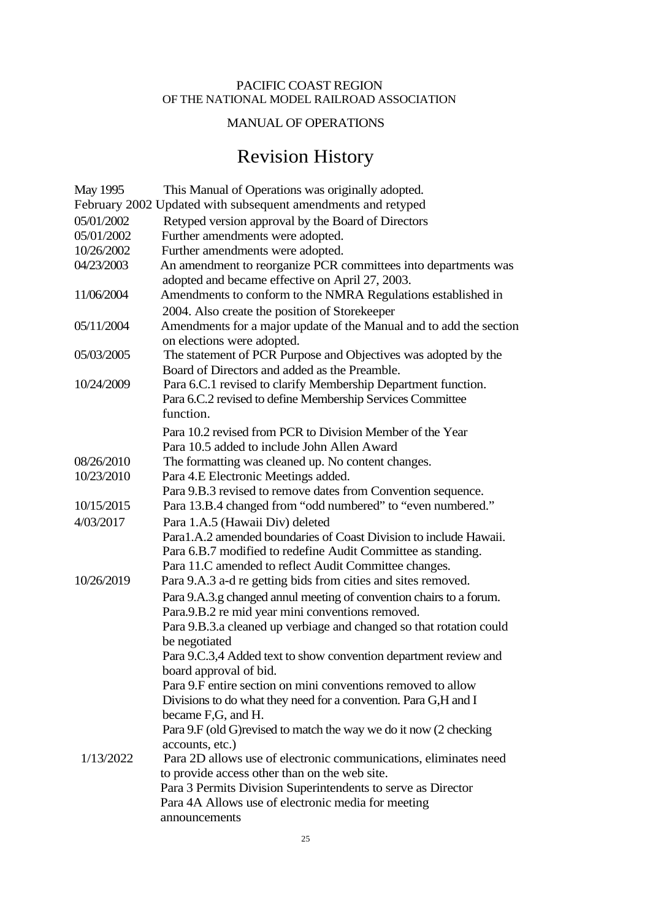PACIFIC COAST REGION
OF THE NATIONAL MODEL RAILROAD ASSOCIATION

MANUAL OF OPERATIONS

# Revision History

| Date | Revision |
| --- | --- |
| May 1995 | This Manual of Operations was originally adopted. |
| February 2002 | Updated with subsequent amendments and retyped |
| 05/01/2002 | Retyped version approval by the Board of Directors |
| 05/01/2002 | Further amendments were adopted. |
| 10/26/2002 | Further amendments were adopted. |
| 04/23/2003 | An amendment to reorganize PCR committees into departments was adopted and became effective on April 27, 2003. |
| 11/06/2004 | Amendments to conform to the NMRA Regulations established in 2004. Also create the position of Storekeeper |
| 05/11/2004 | Amendments for a major update of the Manual and to add the section on elections were adopted. |
| 05/03/2005 | The statement of PCR Purpose and Objectives was adopted by the Board of Directors and added as the Preamble. |
| 10/24/2009 | Para 6.C.1 revised to clarify Membership Department function.<br>Para 6.C.2 revised to define Membership Services Committee function.<br>Para 10.2 revised from PCR to Division Member of the Year<br>Para 10.5 added to include John Allen Award |
| 08/26/2010 | The formatting was cleaned up. No content changes. |
| 10/23/2010 | Para 4.E Electronic Meetings added.<br>Para 9.B.3 revised to remove dates from Convention sequence. |
| 10/15/2015 | Para 13.B.4 changed from "odd numbered" to "even numbered." |
| 4/03/2017 | Para 1.A.5 (Hawaii Div) deleted<br>Para1.A.2 amended boundaries of Coast Division to include Hawaii.<br>Para 6.B.7 modified to redefine Audit Committee as standing.<br>Para 11.C amended to reflect Audit Committee changes. |
| 10/26/2019 | Para 9.A.3 a-d re getting bids from cities and sites removed.<br>Para 9.A.3.g changed annul meeting of convention chairs to a forum.<br>Para.9.B.2 re mid year mini conventions removed.<br>Para 9.B.3.a cleaned up verbiage and changed so that rotation could be negotiated<br>Para 9.C.3,4 Added text to show convention department review and board approval of bid.<br>Para 9.F entire section on mini conventions removed to allow Divisions to do what they need for a convention. Para G,H and I became F,G, and H.<br>Para 9.F (old G)revised to match the way we do it now (2 checking accounts, etc.) |
| 1/13/2022 | Para 2D allows use of electronic communications, eliminates need to provide access other than on the web site.<br>Para 3 Permits Division Superintendents to serve as Director<br>Para 4A Allows use of electronic media for meeting announcements |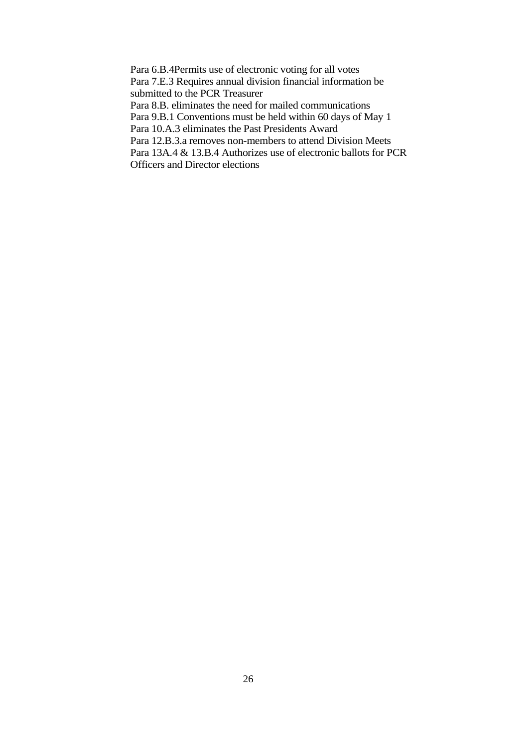Para 6.B.4Permits use of electronic voting for all votes
Para 7.E.3 Requires annual division financial information be submitted to the PCR Treasurer
Para 8.B. eliminates the need for mailed communications
Para 9.B.1 Conventions must be held within 60 days of May 1
Para 10.A.3 eliminates the Past Presidents Award
Para 12.B.3.a removes non-members to attend Division Meets
Para 13A.4 & 13.B.4 Authorizes use of electronic ballots for PCR Officers and Director elections